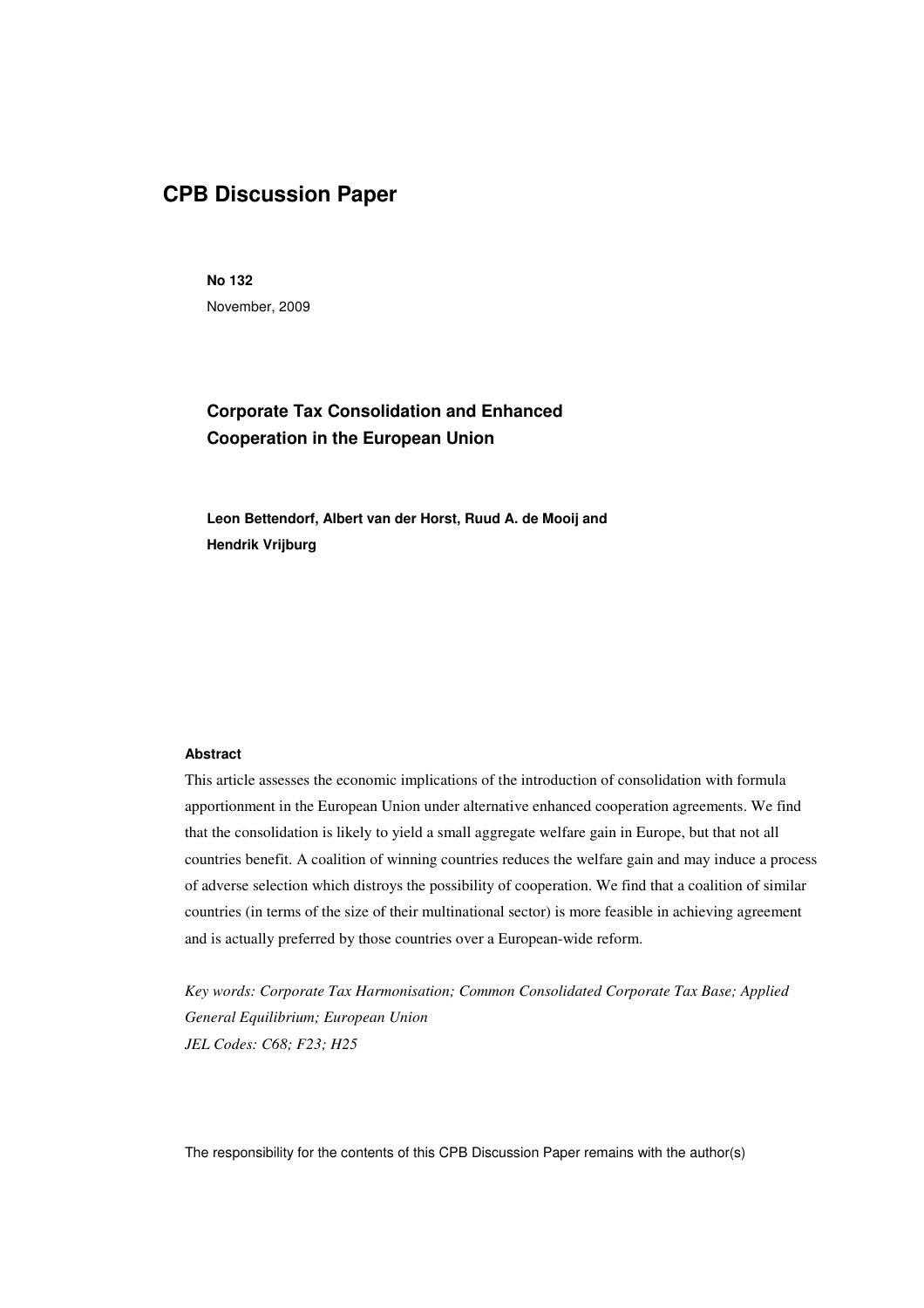# CPB Discussion Paper

**No 132**
November, 2009

## Corporate Tax Consolidation and Enhanced Cooperation in the European Union

**Leon Bettendorf, Albert van der Horst, Ruud A. de Mooij and Hendrik Vrijburg**

**Abstract**

This article assesses the economic implications of the introduction of consolidation with formula apportionment in the European Union under alternative enhanced cooperation agreements. We find that the consolidation is likely to yield a small aggregate welfare gain in Europe, but that not all countries benefit. A coalition of winning countries reduces the welfare gain and may induce a process of adverse selection which distroys the possibility of cooperation. We find that a coalition of similar countries (in terms of the size of their multinational sector) is more feasible in achieving agreement and is actually preferred by those countries over a European-wide reform.

*Key words: Corporate Tax Harmonisation; Common Consolidated Corporate Tax Base; Applied General Equilibrium; European Union*
*JEL Codes: C68; F23; H25*

The responsibility for the contents of this CPB Discussion Paper remains with the author(s)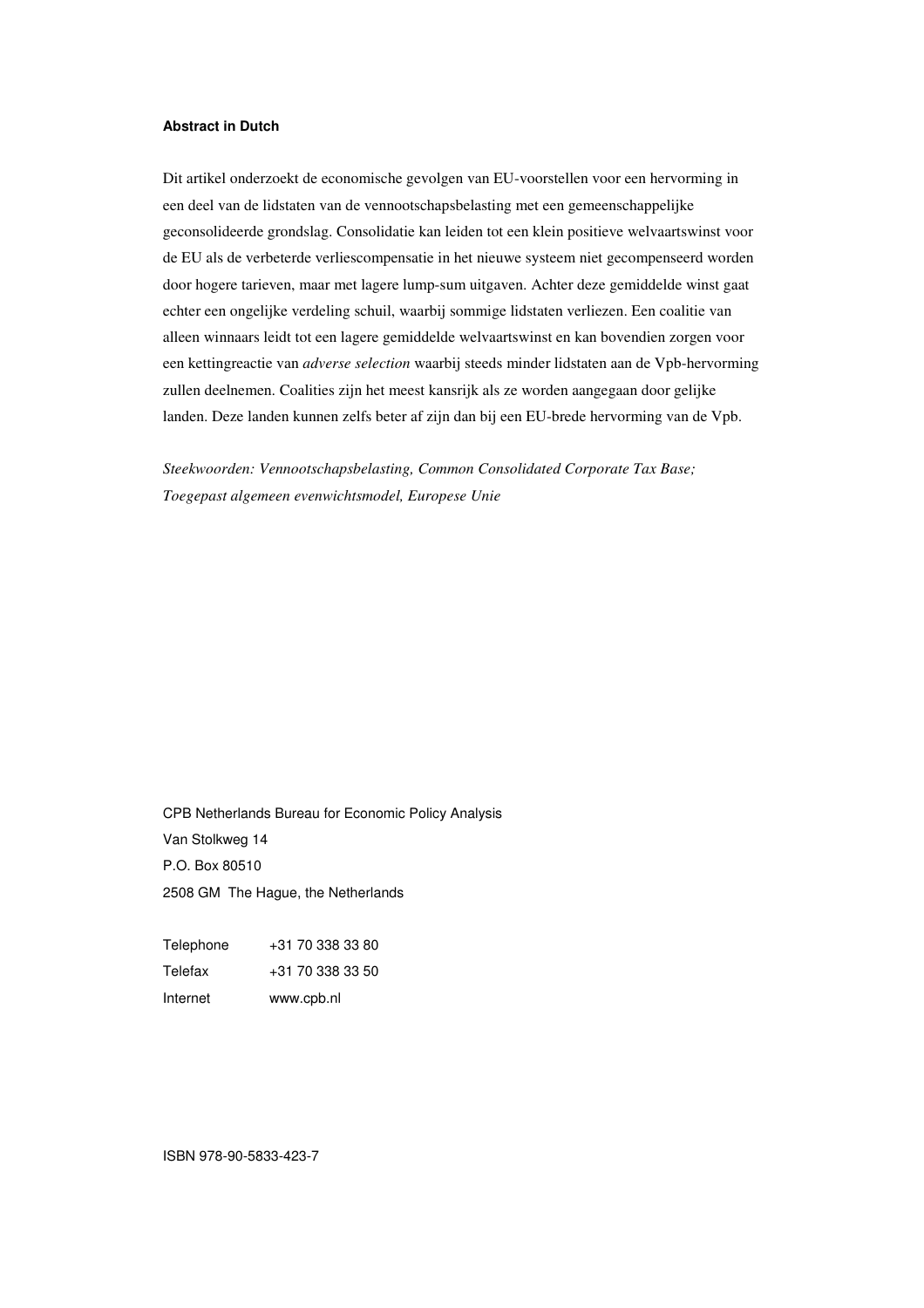**Abstract in Dutch**

Dit artikel onderzoekt de economische gevolgen van EU-voorstellen voor een hervorming in een deel van de lidstaten van de vennootschapsbelasting met een gemeenschappelijke geconsolideerde grondslag. Consolidatie kan leiden tot een klein positieve welvaartswinst voor de EU als de verbeterde verliescompensatie in het nieuwe systeem niet gecompenseerd worden door hogere tarieven, maar met lagere lump-sum uitgaven. Achter deze gemiddelde winst gaat echter een ongelijke verdeling schuil, waarbij sommige lidstaten verliezen. Een coalitie van alleen winnaars leidt tot een lagere gemiddelde welvaartswinst en kan bovendien zorgen voor een kettingreactie van *adverse selection* waarbij steeds minder lidstaten aan de Vpb-hervorming zullen deelnemen. Coalities zijn het meest kansrijk als ze worden aangegaan door gelijke landen. Deze landen kunnen zelfs beter af zijn dan bij een EU-brede hervorming van de Vpb.

*Steekwoorden: Vennootschapsbelasting, Common Consolidated Corporate Tax Base; Toegepast algemeen evenwichtsmodel, Europese Unie*

CPB Netherlands Bureau for Economic Policy Analysis
Van Stolkweg 14
P.O. Box 80510
2508 GM The Hague, the Netherlands

| | |
|---|---|
| Telephone | +31 70 338 33 80 |
| Telefax | +31 70 338 33 50 |
| Internet | www.cpb.nl |

ISBN 978-90-5833-423-7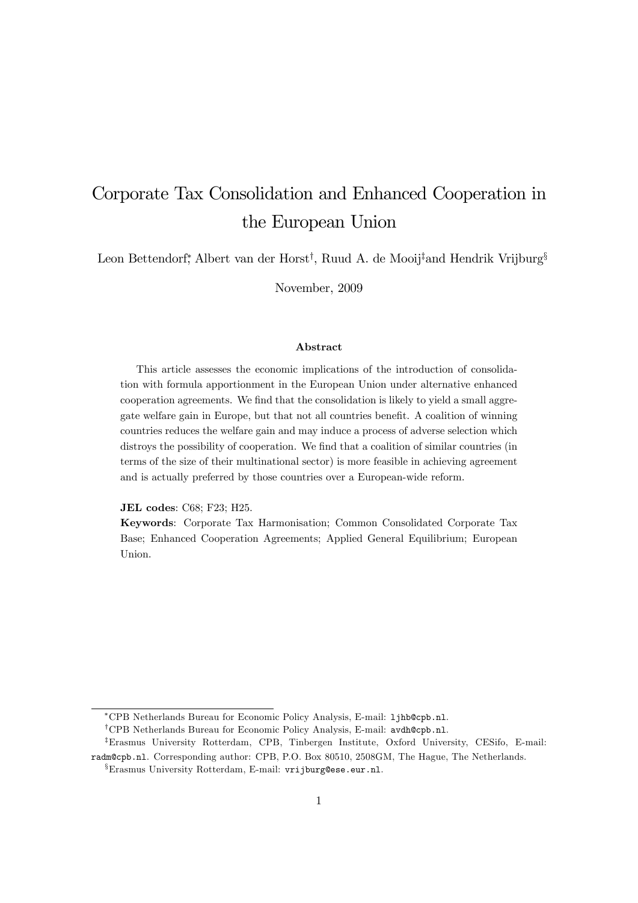# Corporate Tax Consolidation and Enhanced Cooperation in the European Union

Leon Bettendorf[*], Albert van der Horst[†], Ruud A. de Mooij[‡] and Hendrik Vrijburg[§]

November, 2009

### Abstract

This article assesses the economic implications of the introduction of consolidation with formula apportionment in the European Union under alternative enhanced cooperation agreements. We find that the consolidation is likely to yield a small aggregate welfare gain in Europe, but that not all countries benefit. A coalition of winning countries reduces the welfare gain and may induce a process of adverse selection which distroys the possibility of cooperation. We find that a coalition of similar countries (in terms of the size of their multinational sector) is more feasible in achieving agreement and is actually preferred by those countries over a European-wide reform.

**JEL codes**: C68; F23; H25.

**Keywords**: Corporate Tax Harmonisation; Common Consolidated Corporate Tax Base; Enhanced Cooperation Agreements; Applied General Equilibrium; European Union.

---

[*] CPB Netherlands Bureau for Economic Policy Analysis, E-mail: `ljhb@cpb.nl`.

[†] CPB Netherlands Bureau for Economic Policy Analysis, E-mail: `avdh@cpb.nl`.

[‡] Erasmus University Rotterdam, CPB, Tinbergen Institute, Oxford University, CESifo, E-mail: `radm@cpb.nl`. Corresponding author: CPB, P.O. Box 80510, 2508GM, The Hague, The Netherlands.

[§] Erasmus University Rotterdam, E-mail: `vrijburg@ese.eur.nl`.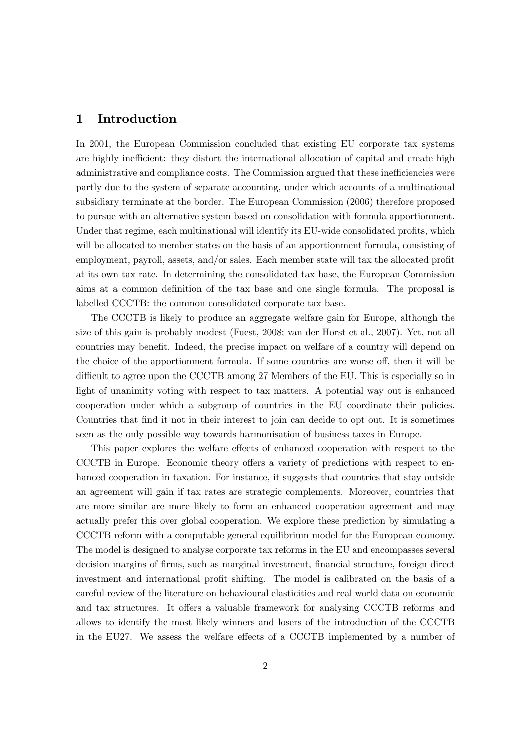# 1 Introduction

In 2001, the European Commission concluded that existing EU corporate tax systems are highly inefficient: they distort the international allocation of capital and create high administrative and compliance costs. The Commission argued that these inefficiencies were partly due to the system of separate accounting, under which accounts of a multinational subsidiary terminate at the border. The European Commission (2006) therefore proposed to pursue with an alternative system based on consolidation with formula apportionment. Under that regime, each multinational will identify its EU-wide consolidated profits, which will be allocated to member states on the basis of an apportionment formula, consisting of employment, payroll, assets, and/or sales. Each member state will tax the allocated profit at its own tax rate. In determining the consolidated tax base, the European Commission aims at a common definition of the tax base and one single formula. The proposal is labelled CCCTB: the common consolidated corporate tax base.

The CCCTB is likely to produce an aggregate welfare gain for Europe, although the size of this gain is probably modest (Fuest, 2008; van der Horst et al., 2007). Yet, not all countries may benefit. Indeed, the precise impact on welfare of a country will depend on the choice of the apportionment formula. If some countries are worse off, then it will be difficult to agree upon the CCCTB among 27 Members of the EU. This is especially so in light of unanimity voting with respect to tax matters. A potential way out is enhanced cooperation under which a subgroup of countries in the EU coordinate their policies. Countries that find it not in their interest to join can decide to opt out. It is sometimes seen as the only possible way towards harmonisation of business taxes in Europe.

This paper explores the welfare effects of enhanced cooperation with respect to the CCCTB in Europe. Economic theory offers a variety of predictions with respect to enhanced cooperation in taxation. For instance, it suggests that countries that stay outside an agreement will gain if tax rates are strategic complements. Moreover, countries that are more similar are more likely to form an enhanced cooperation agreement and may actually prefer this over global cooperation. We explore these prediction by simulating a CCCTB reform with a computable general equilibrium model for the European economy. The model is designed to analyse corporate tax reforms in the EU and encompasses several decision margins of firms, such as marginal investment, financial structure, foreign direct investment and international profit shifting. The model is calibrated on the basis of a careful review of the literature on behavioural elasticities and real world data on economic and tax structures. It offers a valuable framework for analysing CCCTB reforms and allows to identify the most likely winners and losers of the introduction of the CCCTB in the EU27. We assess the welfare effects of a CCCTB implemented by a number of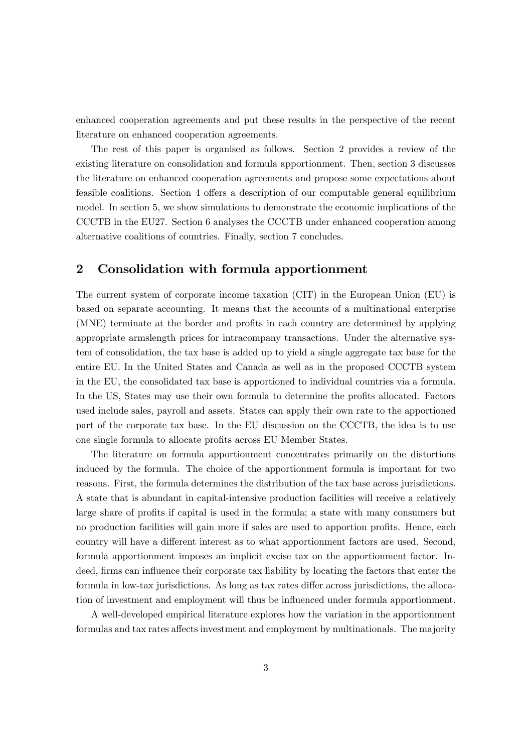enhanced cooperation agreements and put these results in the perspective of the recent literature on enhanced cooperation agreements.

The rest of this paper is organised as follows. Section 2 provides a review of the existing literature on consolidation and formula apportionment. Then, section 3 discusses the literature on enhanced cooperation agreements and propose some expectations about feasible coalitions. Section 4 offers a description of our computable general equilibrium model. In section 5, we show simulations to demonstrate the economic implications of the CCCTB in the EU27. Section 6 analyses the CCCTB under enhanced cooperation among alternative coalitions of countries. Finally, section 7 concludes.

## 2 Consolidation with formula apportionment

The current system of corporate income taxation (CIT) in the European Union (EU) is based on separate accounting. It means that the accounts of a multinational enterprise (MNE) terminate at the border and profits in each country are determined by applying appropriate armslength prices for intracompany transactions. Under the alternative system of consolidation, the tax base is added up to yield a single aggregate tax base for the entire EU. In the United States and Canada as well as in the proposed CCCTB system in the EU, the consolidated tax base is apportioned to individual countries via a formula. In the US, States may use their own formula to determine the profits allocated. Factors used include sales, payroll and assets. States can apply their own rate to the apportioned part of the corporate tax base. In the EU discussion on the CCCTB, the idea is to use one single formula to allocate profits across EU Member States.

The literature on formula apportionment concentrates primarily on the distortions induced by the formula. The choice of the apportionment formula is important for two reasons. First, the formula determines the distribution of the tax base across jurisdictions. A state that is abundant in capital-intensive production facilities will receive a relatively large share of profits if capital is used in the formula; a state with many consumers but no production facilities will gain more if sales are used to apportion profits. Hence, each country will have a different interest as to what apportionment factors are used. Second, formula apportionment imposes an implicit excise tax on the apportionment factor. Indeed, firms can influence their corporate tax liability by locating the factors that enter the formula in low-tax jurisdictions. As long as tax rates differ across jurisdictions, the allocation of investment and employment will thus be influenced under formula apportionment.

A well-developed empirical literature explores how the variation in the apportionment formulas and tax rates affects investment and employment by multinationals. The majority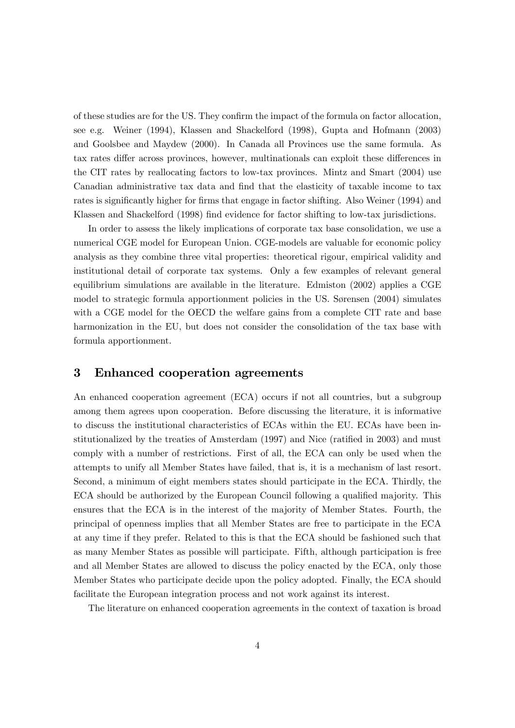of these studies are for the US. They confirm the impact of the formula on factor allocation, see e.g. Weiner (1994), Klassen and Shackelford (1998), Gupta and Hofmann (2003) and Goolsbee and Maydew (2000). In Canada all Provinces use the same formula. As tax rates differ across provinces, however, multinationals can exploit these differences in the CIT rates by reallocating factors to low-tax provinces. Mintz and Smart (2004) use Canadian administrative tax data and find that the elasticity of taxable income to tax rates is significantly higher for firms that engage in factor shifting. Also Weiner (1994) and Klassen and Shackelford (1998) find evidence for factor shifting to low-tax jurisdictions.

In order to assess the likely implications of corporate tax base consolidation, we use a numerical CGE model for European Union. CGE-models are valuable for economic policy analysis as they combine three vital properties: theoretical rigour, empirical validity and institutional detail of corporate tax systems. Only a few examples of relevant general equilibrium simulations are available in the literature. Edmiston (2002) applies a CGE model to strategic formula apportionment policies in the US. Sørensen (2004) simulates with a CGE model for the OECD the welfare gains from a complete CIT rate and base harmonization in the EU, but does not consider the consolidation of the tax base with formula apportionment.

## 3 Enhanced cooperation agreements

An enhanced cooperation agreement (ECA) occurs if not all countries, but a subgroup among them agrees upon cooperation. Before discussing the literature, it is informative to discuss the institutional characteristics of ECAs within the EU. ECAs have been institutionalized by the treaties of Amsterdam (1997) and Nice (ratified in 2003) and must comply with a number of restrictions. First of all, the ECA can only be used when the attempts to unify all Member States have failed, that is, it is a mechanism of last resort. Second, a minimum of eight members states should participate in the ECA. Thirdly, the ECA should be authorized by the European Council following a qualified majority. This ensures that the ECA is in the interest of the majority of Member States. Fourth, the principal of openness implies that all Member States are free to participate in the ECA at any time if they prefer. Related to this is that the ECA should be fashioned such that as many Member States as possible will participate. Fifth, although participation is free and all Member States are allowed to discuss the policy enacted by the ECA, only those Member States who participate decide upon the policy adopted. Finally, the ECA should facilitate the European integration process and not work against its interest.

The literature on enhanced cooperation agreements in the context of taxation is broad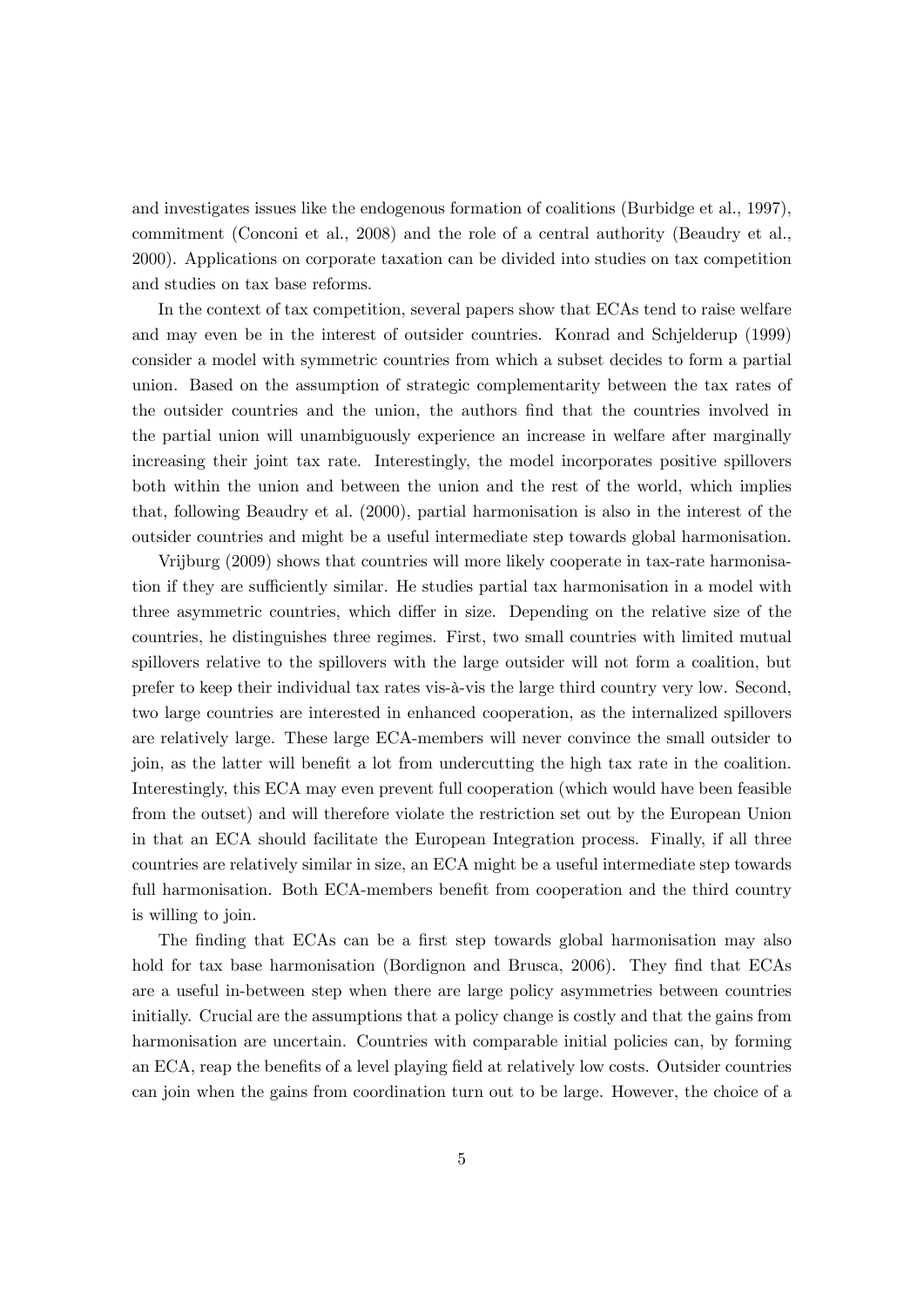and investigates issues like the endogenous formation of coalitions (Burbidge et al., 1997), commitment (Conconi et al., 2008) and the role of a central authority (Beaudry et al., 2000). Applications on corporate taxation can be divided into studies on tax competition and studies on tax base reforms.

In the context of tax competition, several papers show that ECAs tend to raise welfare and may even be in the interest of outsider countries. Konrad and Schjelderup (1999) consider a model with symmetric countries from which a subset decides to form a partial union. Based on the assumption of strategic complementarity between the tax rates of the outsider countries and the union, the authors find that the countries involved in the partial union will unambiguously experience an increase in welfare after marginally increasing their joint tax rate. Interestingly, the model incorporates positive spillovers both within the union and between the union and the rest of the world, which implies that, following Beaudry et al. (2000), partial harmonisation is also in the interest of the outsider countries and might be a useful intermediate step towards global harmonisation.

Vrijburg (2009) shows that countries will more likely cooperate in tax-rate harmonisation if they are sufficiently similar. He studies partial tax harmonisation in a model with three asymmetric countries, which differ in size. Depending on the relative size of the countries, he distinguishes three regimes. First, two small countries with limited mutual spillovers relative to the spillovers with the large outsider will not form a coalition, but prefer to keep their individual tax rates vis-à-vis the large third country very low. Second, two large countries are interested in enhanced cooperation, as the internalized spillovers are relatively large. These large ECA-members will never convince the small outsider to join, as the latter will benefit a lot from undercutting the high tax rate in the coalition. Interestingly, this ECA may even prevent full cooperation (which would have been feasible from the outset) and will therefore violate the restriction set out by the European Union in that an ECA should facilitate the European Integration process. Finally, if all three countries are relatively similar in size, an ECA might be a useful intermediate step towards full harmonisation. Both ECA-members benefit from cooperation and the third country is willing to join.

The finding that ECAs can be a first step towards global harmonisation may also hold for tax base harmonisation (Bordignon and Brusca, 2006). They find that ECAs are a useful in-between step when there are large policy asymmetries between countries initially. Crucial are the assumptions that a policy change is costly and that the gains from harmonisation are uncertain. Countries with comparable initial policies can, by forming an ECA, reap the benefits of a level playing field at relatively low costs. Outsider countries can join when the gains from coordination turn out to be large. However, the choice of a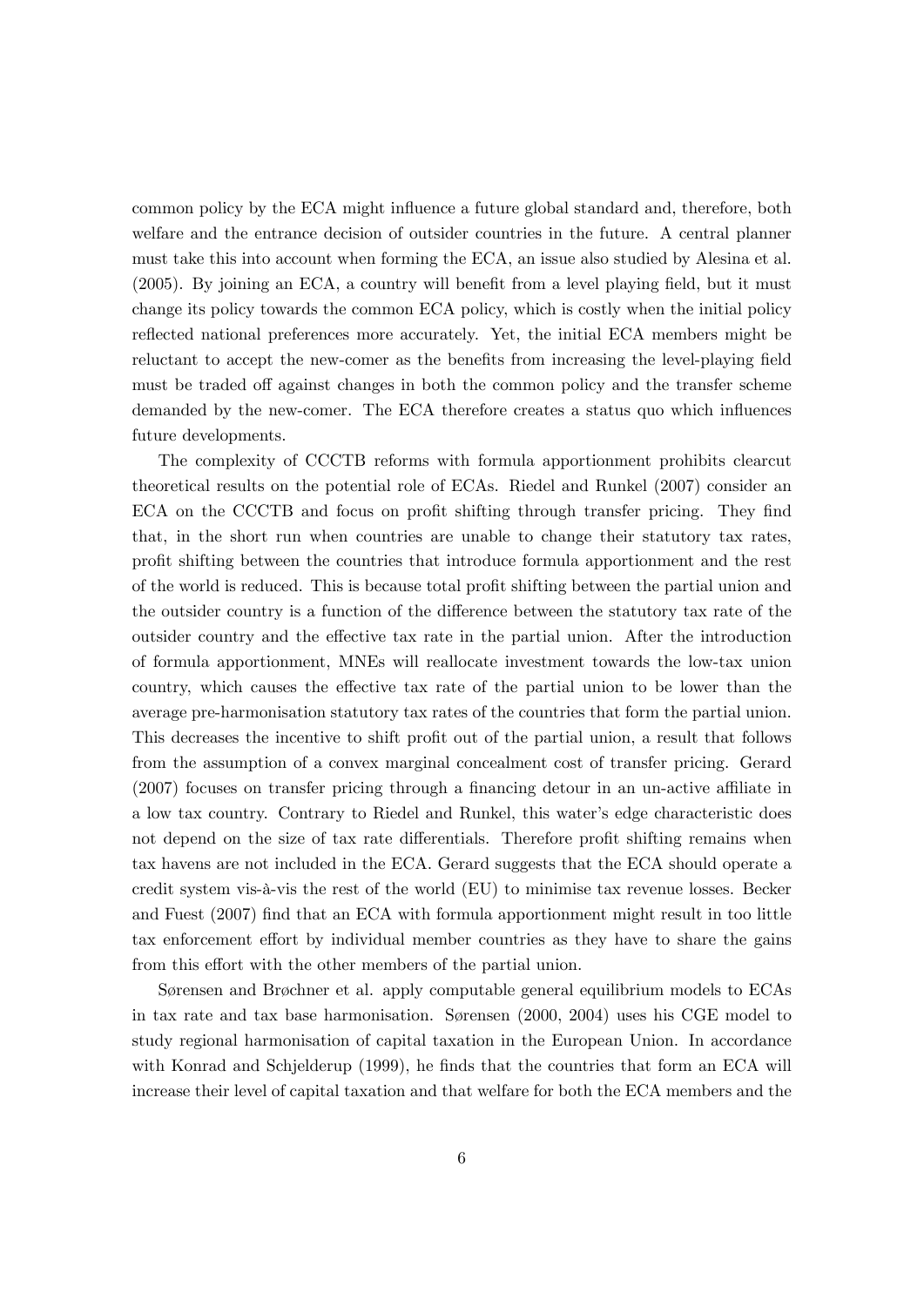common policy by the ECA might influence a future global standard and, therefore, both welfare and the entrance decision of outsider countries in the future. A central planner must take this into account when forming the ECA, an issue also studied by Alesina et al. (2005). By joining an ECA, a country will benefit from a level playing field, but it must change its policy towards the common ECA policy, which is costly when the initial policy reflected national preferences more accurately. Yet, the initial ECA members might be reluctant to accept the new-comer as the benefits from increasing the level-playing field must be traded off against changes in both the common policy and the transfer scheme demanded by the new-comer. The ECA therefore creates a status quo which influences future developments.

The complexity of CCCTB reforms with formula apportionment prohibits clearcut theoretical results on the potential role of ECAs. Riedel and Runkel (2007) consider an ECA on the CCCTB and focus on profit shifting through transfer pricing. They find that, in the short run when countries are unable to change their statutory tax rates, profit shifting between the countries that introduce formula apportionment and the rest of the world is reduced. This is because total profit shifting between the partial union and the outsider country is a function of the difference between the statutory tax rate of the outsider country and the effective tax rate in the partial union. After the introduction of formula apportionment, MNEs will reallocate investment towards the low-tax union country, which causes the effective tax rate of the partial union to be lower than the average pre-harmonisation statutory tax rates of the countries that form the partial union. This decreases the incentive to shift profit out of the partial union, a result that follows from the assumption of a convex marginal concealment cost of transfer pricing. Gerard (2007) focuses on transfer pricing through a financing detour in an un-active affiliate in a low tax country. Contrary to Riedel and Runkel, this water's edge characteristic does not depend on the size of tax rate differentials. Therefore profit shifting remains when tax havens are not included in the ECA. Gerard suggests that the ECA should operate a credit system vis-à-vis the rest of the world (EU) to minimise tax revenue losses. Becker and Fuest (2007) find that an ECA with formula apportionment might result in too little tax enforcement effort by individual member countries as they have to share the gains from this effort with the other members of the partial union.

Sørensen and Brøchner et al. apply computable general equilibrium models to ECAs in tax rate and tax base harmonisation. Sørensen (2000, 2004) uses his CGE model to study regional harmonisation of capital taxation in the European Union. In accordance with Konrad and Schjelderup (1999), he finds that the countries that form an ECA will increase their level of capital taxation and that welfare for both the ECA members and the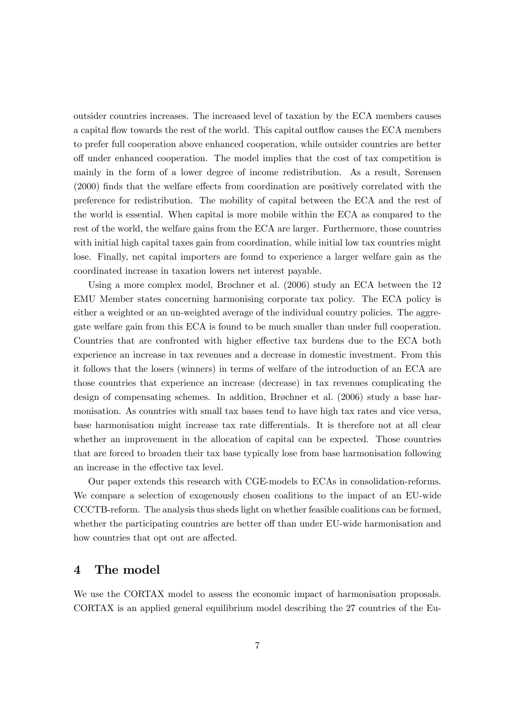outsider countries increases. The increased level of taxation by the ECA members causes a capital flow towards the rest of the world. This capital outflow causes the ECA members to prefer full cooperation above enhanced cooperation, while outsider countries are better off under enhanced cooperation. The model implies that the cost of tax competition is mainly in the form of a lower degree of income redistribution. As a result, Sørensen (2000) finds that the welfare effects from coordination are positively correlated with the preference for redistribution. The mobility of capital between the ECA and the rest of the world is essential. When capital is more mobile within the ECA as compared to the rest of the world, the welfare gains from the ECA are larger. Furthermore, those countries with initial high capital taxes gain from coordination, while initial low tax countries might lose. Finally, net capital importers are found to experience a larger welfare gain as the coordinated increase in taxation lowers net interest payable.

Using a more complex model, Brøchner et al. (2006) study an ECA between the 12 EMU Member states concerning harmonising corporate tax policy. The ECA policy is either a weighted or an un-weighted average of the individual country policies. The aggregate welfare gain from this ECA is found to be much smaller than under full cooperation. Countries that are confronted with higher effective tax burdens due to the ECA both experience an increase in tax revenues and a decrease in domestic investment. From this it follows that the losers (winners) in terms of welfare of the introduction of an ECA are those countries that experience an increase (decrease) in tax revenues complicating the design of compensating schemes. In addition, Brøchner et al. (2006) study a base harmonisation. As countries with small tax bases tend to have high tax rates and vice versa, base harmonisation might increase tax rate differentials. It is therefore not at all clear whether an improvement in the allocation of capital can be expected. Those countries that are forced to broaden their tax base typically lose from base harmonisation following an increase in the effective tax level.

Our paper extends this research with CGE-models to ECAs in consolidation-reforms. We compare a selection of exogenously chosen coalitions to the impact of an EU-wide CCCTB-reform. The analysis thus sheds light on whether feasible coalitions can be formed, whether the participating countries are better off than under EU-wide harmonisation and how countries that opt out are affected.

## 4 The model

We use the CORTAX model to assess the economic impact of harmonisation proposals. CORTAX is an applied general equilibrium model describing the 27 countries of the Eu-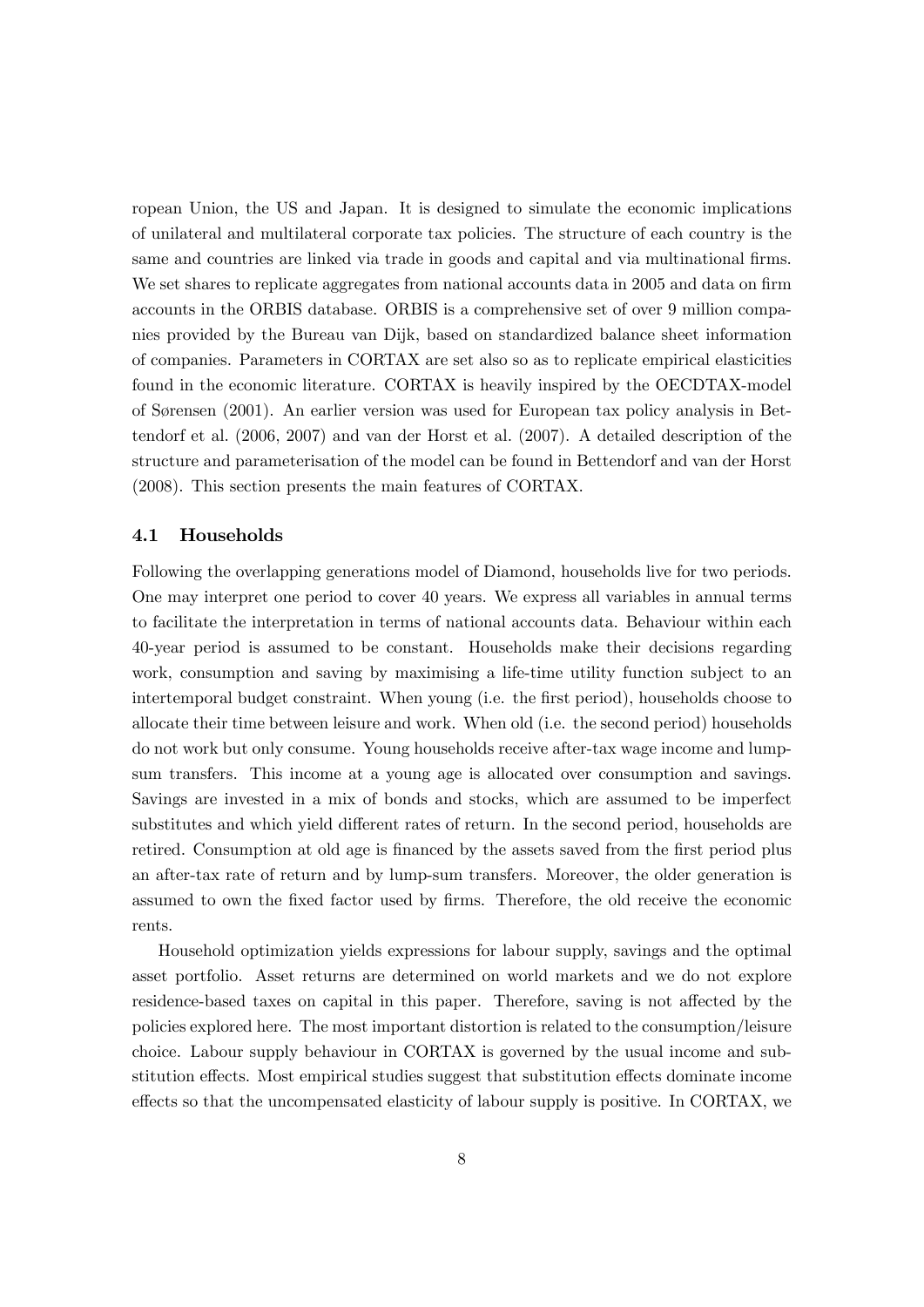ropean Union, the US and Japan. It is designed to simulate the economic implications of unilateral and multilateral corporate tax policies. The structure of each country is the same and countries are linked via trade in goods and capital and via multinational firms. We set shares to replicate aggregates from national accounts data in 2005 and data on firm accounts in the ORBIS database. ORBIS is a comprehensive set of over 9 million companies provided by the Bureau van Dijk, based on standardized balance sheet information of companies. Parameters in CORTAX are set also so as to replicate empirical elasticities found in the economic literature. CORTAX is heavily inspired by the OECDTAX-model of Sørensen (2001). An earlier version was used for European tax policy analysis in Bettendorf et al. (2006, 2007) and van der Horst et al. (2007). A detailed description of the structure and parameterisation of the model can be found in Bettendorf and van der Horst (2008). This section presents the main features of CORTAX.

### 4.1 Households

Following the overlapping generations model of Diamond, households live for two periods. One may interpret one period to cover 40 years. We express all variables in annual terms to facilitate the interpretation in terms of national accounts data. Behaviour within each 40-year period is assumed to be constant. Households make their decisions regarding work, consumption and saving by maximising a life-time utility function subject to an intertemporal budget constraint. When young (i.e. the first period), households choose to allocate their time between leisure and work. When old (i.e. the second period) households do not work but only consume. Young households receive after-tax wage income and lump-sum transfers. This income at a young age is allocated over consumption and savings. Savings are invested in a mix of bonds and stocks, which are assumed to be imperfect substitutes and which yield different rates of return. In the second period, households are retired. Consumption at old age is financed by the assets saved from the first period plus an after-tax rate of return and by lump-sum transfers. Moreover, the older generation is assumed to own the fixed factor used by firms. Therefore, the old receive the economic rents.

Household optimization yields expressions for labour supply, savings and the optimal asset portfolio. Asset returns are determined on world markets and we do not explore residence-based taxes on capital in this paper. Therefore, saving is not affected by the policies explored here. The most important distortion is related to the consumption/leisure choice. Labour supply behaviour in CORTAX is governed by the usual income and substitution effects. Most empirical studies suggest that substitution effects dominate income effects so that the uncompensated elasticity of labour supply is positive. In CORTAX, we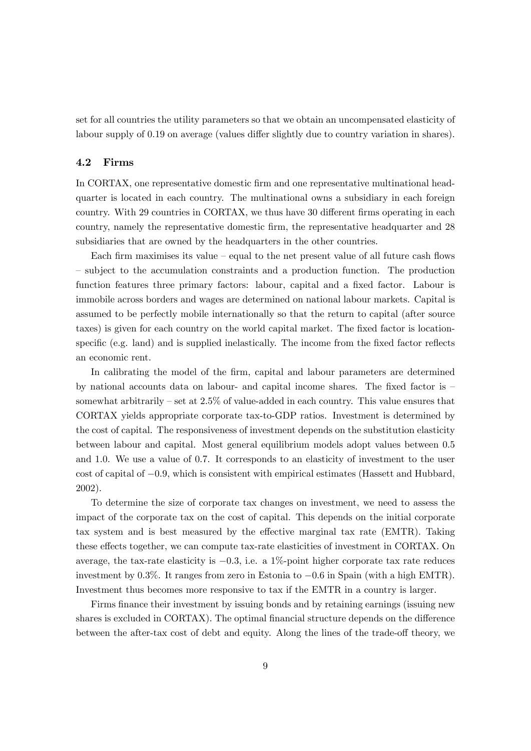set for all countries the utility parameters so that we obtain an uncompensated elasticity of labour supply of 0.19 on average (values differ slightly due to country variation in shares).

### 4.2 Firms

In CORTAX, one representative domestic firm and one representative multinational headquarter is located in each country. The multinational owns a subsidiary in each foreign country. With 29 countries in CORTAX, we thus have 30 different firms operating in each country, namely the representative domestic firm, the representative headquarter and 28 subsidiaries that are owned by the headquarters in the other countries.

Each firm maximises its value – equal to the net present value of all future cash flows – subject to the accumulation constraints and a production function. The production function features three primary factors: labour, capital and a fixed factor. Labour is immobile across borders and wages are determined on national labour markets. Capital is assumed to be perfectly mobile internationally so that the return to capital (after source taxes) is given for each country on the world capital market. The fixed factor is location-specific (e.g. land) and is supplied inelastically. The income from the fixed factor reflects an economic rent.

In calibrating the model of the firm, capital and labour parameters are determined by national accounts data on labour- and capital income shares. The fixed factor is – somewhat arbitrarily – set at 2.5% of value-added in each country. This value ensures that CORTAX yields appropriate corporate tax-to-GDP ratios. Investment is determined by the cost of capital. The responsiveness of investment depends on the substitution elasticity between labour and capital. Most general equilibrium models adopt values between 0.5 and 1.0. We use a value of 0.7. It corresponds to an elasticity of investment to the user cost of capital of $-0.9$, which is consistent with empirical estimates (Hassett and Hubbard, 2002).

To determine the size of corporate tax changes on investment, we need to assess the impact of the corporate tax on the cost of capital. This depends on the initial corporate tax system and is best measured by the effective marginal tax rate (EMTR). Taking these effects together, we can compute tax-rate elasticities of investment in CORTAX. On average, the tax-rate elasticity is $-0.3$, i.e. a 1%-point higher corporate tax rate reduces investment by 0.3%. It ranges from zero in Estonia to $-0.6$ in Spain (with a high EMTR). Investment thus becomes more responsive to tax if the EMTR in a country is larger.

Firms finance their investment by issuing bonds and by retaining earnings (issuing new shares is excluded in CORTAX). The optimal financial structure depends on the difference between the after-tax cost of debt and equity. Along the lines of the trade-off theory, we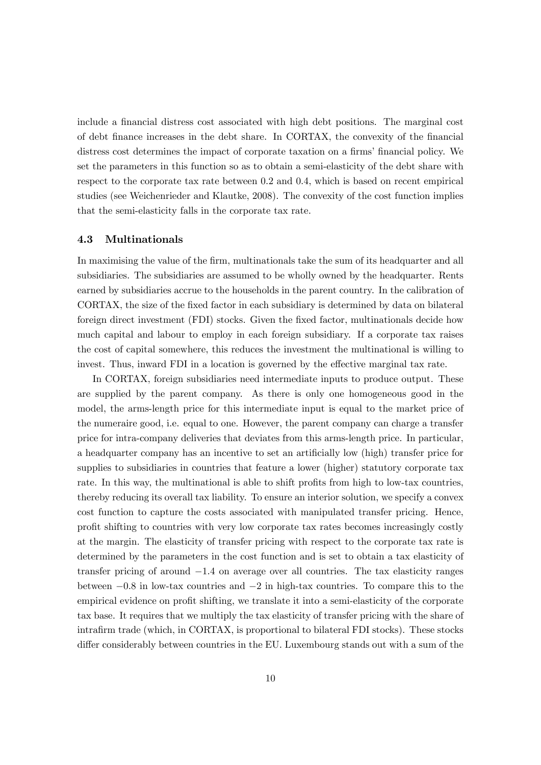include a financial distress cost associated with high debt positions. The marginal cost of debt finance increases in the debt share. In CORTAX, the convexity of the financial distress cost determines the impact of corporate taxation on a firms' financial policy. We set the parameters in this function so as to obtain a semi-elasticity of the debt share with respect to the corporate tax rate between 0.2 and 0.4, which is based on recent empirical studies (see Weichenrieder and Klautke, 2008). The convexity of the cost function implies that the semi-elasticity falls in the corporate tax rate.

### 4.3 Multinationals

In maximising the value of the firm, multinationals take the sum of its headquarter and all subsidiaries. The subsidiaries are assumed to be wholly owned by the headquarter. Rents earned by subsidiaries accrue to the households in the parent country. In the calibration of CORTAX, the size of the fixed factor in each subsidiary is determined by data on bilateral foreign direct investment (FDI) stocks. Given the fixed factor, multinationals decide how much capital and labour to employ in each foreign subsidiary. If a corporate tax raises the cost of capital somewhere, this reduces the investment the multinational is willing to invest. Thus, inward FDI in a location is governed by the effective marginal tax rate.

In CORTAX, foreign subsidiaries need intermediate inputs to produce output. These are supplied by the parent company. As there is only one homogeneous good in the model, the arms-length price for this intermediate input is equal to the market price of the numeraire good, i.e. equal to one. However, the parent company can charge a transfer price for intra-company deliveries that deviates from this arms-length price. In particular, a headquarter company has an incentive to set an artificially low (high) transfer price for supplies to subsidiaries in countries that feature a lower (higher) statutory corporate tax rate. In this way, the multinational is able to shift profits from high to low-tax countries, thereby reducing its overall tax liability. To ensure an interior solution, we specify a convex cost function to capture the costs associated with manipulated transfer pricing. Hence, profit shifting to countries with very low corporate tax rates becomes increasingly costly at the margin. The elasticity of transfer pricing with respect to the corporate tax rate is determined by the parameters in the cost function and is set to obtain a tax elasticity of transfer pricing of around $-1.4$ on average over all countries. The tax elasticity ranges between $-0.8$ in low-tax countries and $-2$ in high-tax countries. To compare this to the empirical evidence on profit shifting, we translate it into a semi-elasticity of the corporate tax base. It requires that we multiply the tax elasticity of transfer pricing with the share of intrafirm trade (which, in CORTAX, is proportional to bilateral FDI stocks). These stocks differ considerably between countries in the EU. Luxembourg stands out with a sum of the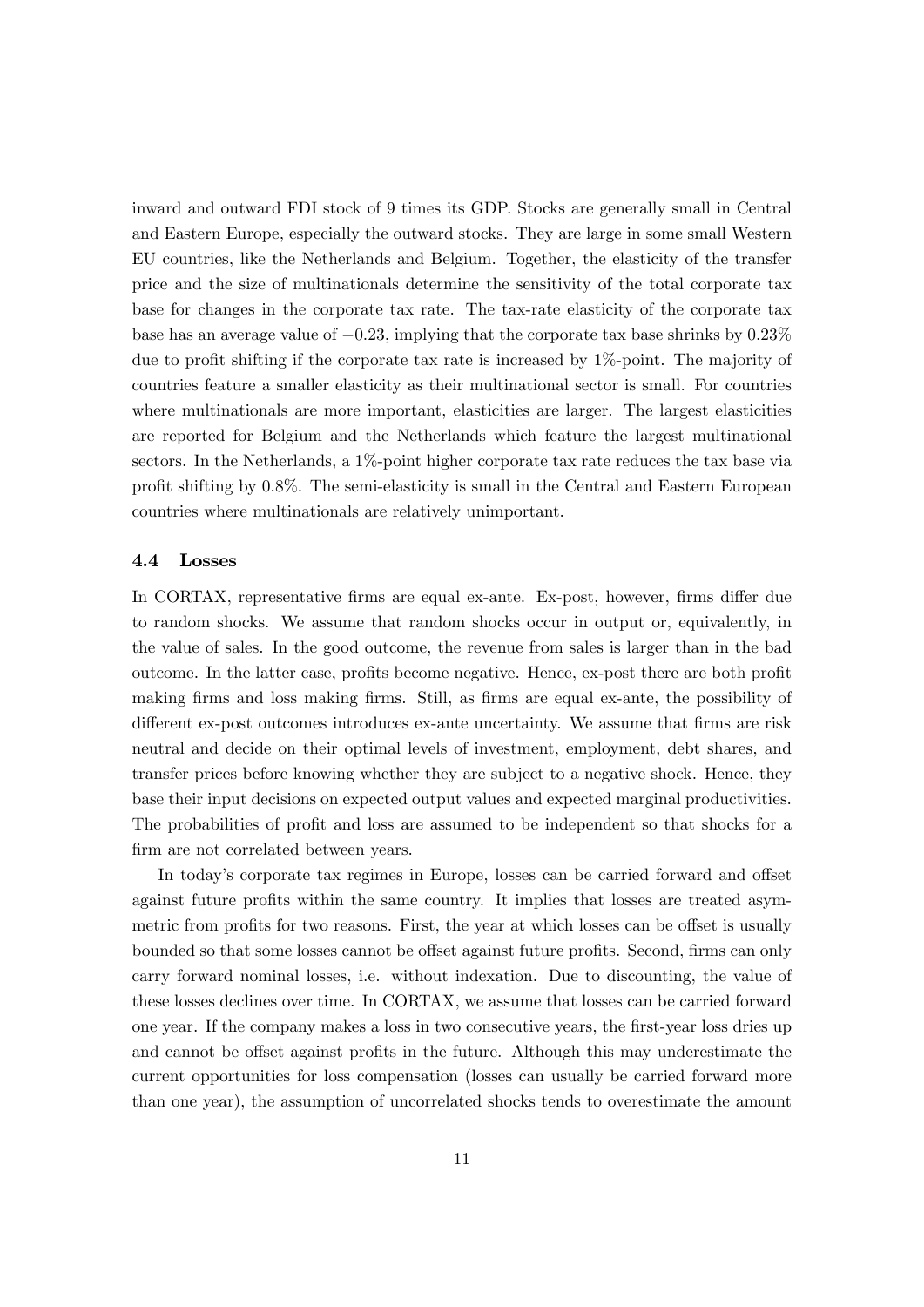inward and outward FDI stock of 9 times its GDP. Stocks are generally small in Central and Eastern Europe, especially the outward stocks. They are large in some small Western EU countries, like the Netherlands and Belgium. Together, the elasticity of the transfer price and the size of multinationals determine the sensitivity of the total corporate tax base for changes in the corporate tax rate. The tax-rate elasticity of the corporate tax base has an average value of $-0.23$, implying that the corporate tax base shrinks by 0.23% due to profit shifting if the corporate tax rate is increased by 1%-point. The majority of countries feature a smaller elasticity as their multinational sector is small. For countries where multinationals are more important, elasticities are larger. The largest elasticities are reported for Belgium and the Netherlands which feature the largest multinational sectors. In the Netherlands, a 1%-point higher corporate tax rate reduces the tax base via profit shifting by 0.8%. The semi-elasticity is small in the Central and Eastern European countries where multinationals are relatively unimportant.

### 4.4 Losses

In CORTAX, representative firms are equal ex-ante. Ex-post, however, firms differ due to random shocks. We assume that random shocks occur in output or, equivalently, in the value of sales. In the good outcome, the revenue from sales is larger than in the bad outcome. In the latter case, profits become negative. Hence, ex-post there are both profit making firms and loss making firms. Still, as firms are equal ex-ante, the possibility of different ex-post outcomes introduces ex-ante uncertainty. We assume that firms are risk neutral and decide on their optimal levels of investment, employment, debt shares, and transfer prices before knowing whether they are subject to a negative shock. Hence, they base their input decisions on expected output values and expected marginal productivities. The probabilities of profit and loss are assumed to be independent so that shocks for a firm are not correlated between years.

In today's corporate tax regimes in Europe, losses can be carried forward and offset against future profits within the same country. It implies that losses are treated asymmetric from profits for two reasons. First, the year at which losses can be offset is usually bounded so that some losses cannot be offset against future profits. Second, firms can only carry forward nominal losses, i.e. without indexation. Due to discounting, the value of these losses declines over time. In CORTAX, we assume that losses can be carried forward one year. If the company makes a loss in two consecutive years, the first-year loss dries up and cannot be offset against profits in the future. Although this may underestimate the current opportunities for loss compensation (losses can usually be carried forward more than one year), the assumption of uncorrelated shocks tends to overestimate the amount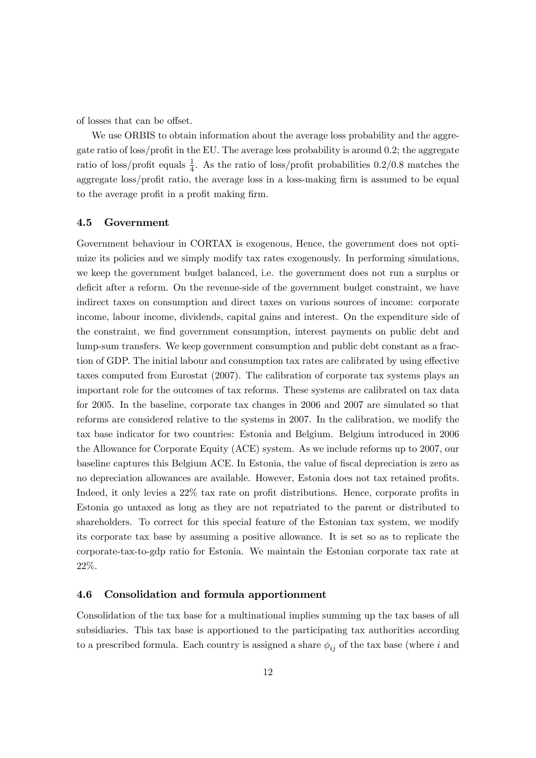of losses that can be offset.

We use ORBIS to obtain information about the average loss probability and the aggregate ratio of loss/profit in the EU. The average loss probability is around 0.2; the aggregate ratio of loss/profit equals $\frac{1}{4}$. As the ratio of loss/profit probabilities 0.2/0.8 matches the aggregate loss/profit ratio, the average loss in a loss-making firm is assumed to be equal to the average profit in a profit making firm.

### 4.5 Government

Government behaviour in CORTAX is exogenous, Hence, the government does not optimize its policies and we simply modify tax rates exogenously. In performing simulations, we keep the government budget balanced, i.e. the government does not run a surplus or deficit after a reform. On the revenue-side of the government budget constraint, we have indirect taxes on consumption and direct taxes on various sources of income: corporate income, labour income, dividends, capital gains and interest. On the expenditure side of the constraint, we find government consumption, interest payments on public debt and lump-sum transfers. We keep government consumption and public debt constant as a fraction of GDP. The initial labour and consumption tax rates are calibrated by using effective taxes computed from Eurostat (2007). The calibration of corporate tax systems plays an important role for the outcomes of tax reforms. These systems are calibrated on tax data for 2005. In the baseline, corporate tax changes in 2006 and 2007 are simulated so that reforms are considered relative to the systems in 2007. In the calibration, we modify the tax base indicator for two countries: Estonia and Belgium. Belgium introduced in 2006 the Allowance for Corporate Equity (ACE) system. As we include reforms up to 2007, our baseline captures this Belgium ACE. In Estonia, the value of fiscal depreciation is zero as no depreciation allowances are available. However, Estonia does not tax retained profits. Indeed, it only levies a 22% tax rate on profit distributions. Hence, corporate profits in Estonia go untaxed as long as they are not repatriated to the parent or distributed to shareholders. To correct for this special feature of the Estonian tax system, we modify its corporate tax base by assuming a positive allowance. It is set so as to replicate the corporate-tax-to-gdp ratio for Estonia. We maintain the Estonian corporate tax rate at 22%.

### 4.6 Consolidation and formula apportionment

Consolidation of the tax base for a multinational implies summing up the tax bases of all subsidiaries. This tax base is apportioned to the participating tax authorities according to a prescribed formula. Each country is assigned a share $\phi_{ij}$ of the tax base (where $i$ and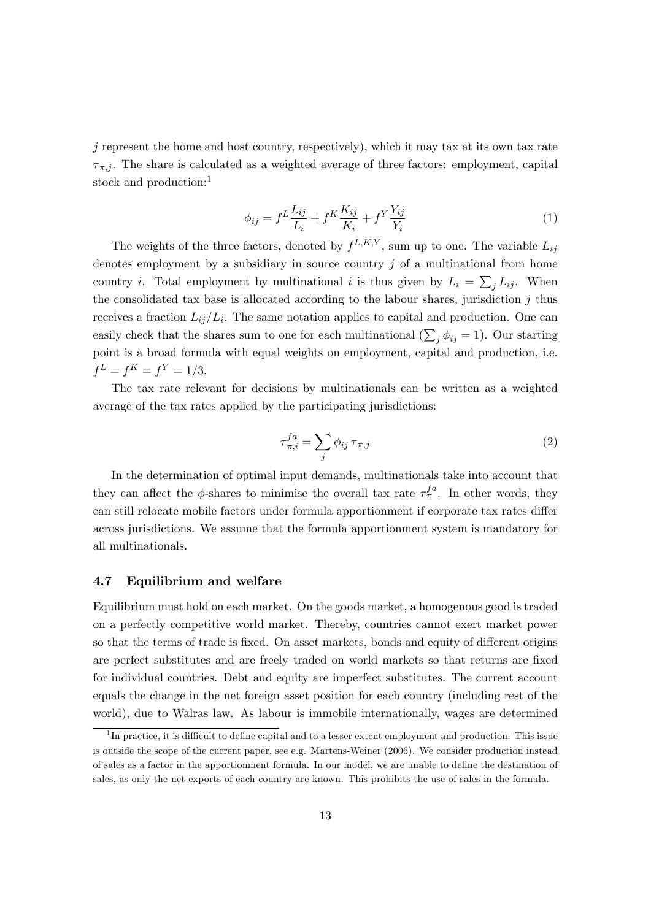$j$ represent the home and host country, respectively), which it may tax at its own tax rate $\tau_{\pi,j}$. The share is calculated as a weighted average of three factors: employment, capital stock and production:[1]

$$\phi_{ij} = f^L \frac{L_{ij}}{L_i} + f^K \frac{K_{ij}}{K_i} + f^Y \frac{Y_{ij}}{Y_i} \tag{1}$$

The weights of the three factors, denoted by $f^{L,K,Y}$, sum up to one. The variable $L_{ij}$ denotes employment by a subsidiary in source country $j$ of a multinational from home country $i$. Total employment by multinational $i$ is thus given by $L_i = \sum_j L_{ij}$. When the consolidated tax base is allocated according to the labour shares, jurisdiction $j$ thus receives a fraction $L_{ij}/L_i$. The same notation applies to capital and production. One can easily check that the shares sum to one for each multinational ($\sum_j \phi_{ij} = 1$). Our starting point is a broad formula with equal weights on employment, capital and production, i.e. $f^L = f^K = f^Y = 1/3$.

The tax rate relevant for decisions by multinationals can be written as a weighted average of the tax rates applied by the participating jurisdictions:

$$\tau^{fa}_{\pi,i} = \sum_j \phi_{ij} \, \tau_{\pi,j} \tag{2}$$

In the determination of optimal input demands, multinationals take into account that they can affect the $\phi$-shares to minimise the overall tax rate $\tau^{fa}_{\pi}$. In other words, they can still relocate mobile factors under formula apportionment if corporate tax rates differ across jurisdictions. We assume that the formula apportionment system is mandatory for all multinationals.

### 4.7 Equilibrium and welfare

Equilibrium must hold on each market. On the goods market, a homogenous good is traded on a perfectly competitive world market. Thereby, countries cannot exert market power so that the terms of trade is fixed. On asset markets, bonds and equity of different origins are perfect substitutes and are freely traded on world markets so that returns are fixed for individual countries. Debt and equity are imperfect substitutes. The current account equals the change in the net foreign asset position for each country (including rest of the world), due to Walras law. As labour is immobile internationally, wages are determined

---

[1] In practice, it is difficult to define capital and to a lesser extent employment and production. This issue is outside the scope of the current paper, see e.g. Martens-Weiner (2006). We consider production instead of sales as a factor in the apportionment formula. In our model, we are unable to define the destination of sales, as only the net exports of each country are known. This prohibits the use of sales in the formula.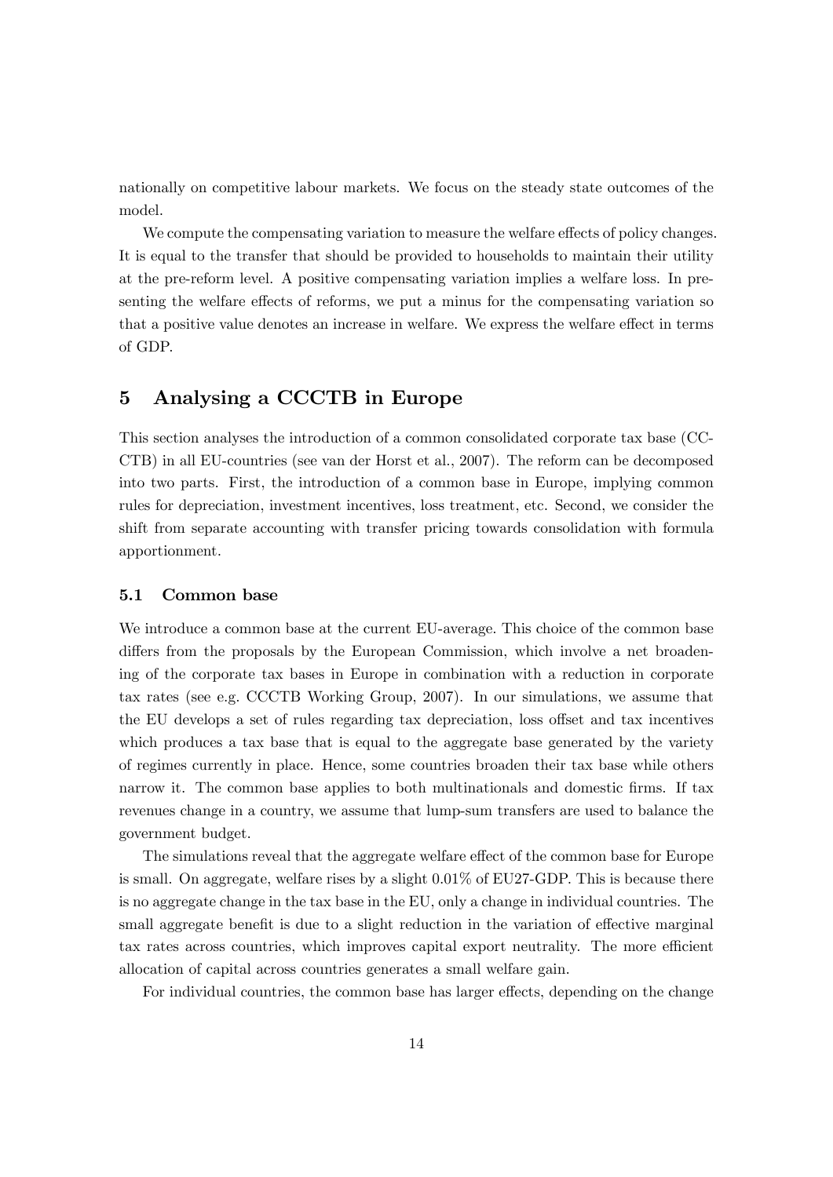nationally on competitive labour markets. We focus on the steady state outcomes of the model.

We compute the compensating variation to measure the welfare effects of policy changes. It is equal to the transfer that should be provided to households to maintain their utility at the pre-reform level. A positive compensating variation implies a welfare loss. In presenting the welfare effects of reforms, we put a minus for the compensating variation so that a positive value denotes an increase in welfare. We express the welfare effect in terms of GDP.

## 5 Analysing a CCCTB in Europe

This section analyses the introduction of a common consolidated corporate tax base (CCCTB) in all EU-countries (see van der Horst et al., 2007). The reform can be decomposed into two parts. First, the introduction of a common base in Europe, implying common rules for depreciation, investment incentives, loss treatment, etc. Second, we consider the shift from separate accounting with transfer pricing towards consolidation with formula apportionment.

### 5.1 Common base

We introduce a common base at the current EU-average. This choice of the common base differs from the proposals by the European Commission, which involve a net broadening of the corporate tax bases in Europe in combination with a reduction in corporate tax rates (see e.g. CCCTB Working Group, 2007). In our simulations, we assume that the EU develops a set of rules regarding tax depreciation, loss offset and tax incentives which produces a tax base that is equal to the aggregate base generated by the variety of regimes currently in place. Hence, some countries broaden their tax base while others narrow it. The common base applies to both multinationals and domestic firms. If tax revenues change in a country, we assume that lump-sum transfers are used to balance the government budget.

The simulations reveal that the aggregate welfare effect of the common base for Europe is small. On aggregate, welfare rises by a slight 0.01% of EU27-GDP. This is because there is no aggregate change in the tax base in the EU, only a change in individual countries. The small aggregate benefit is due to a slight reduction in the variation of effective marginal tax rates across countries, which improves capital export neutrality. The more efficient allocation of capital across countries generates a small welfare gain.

For individual countries, the common base has larger effects, depending on the change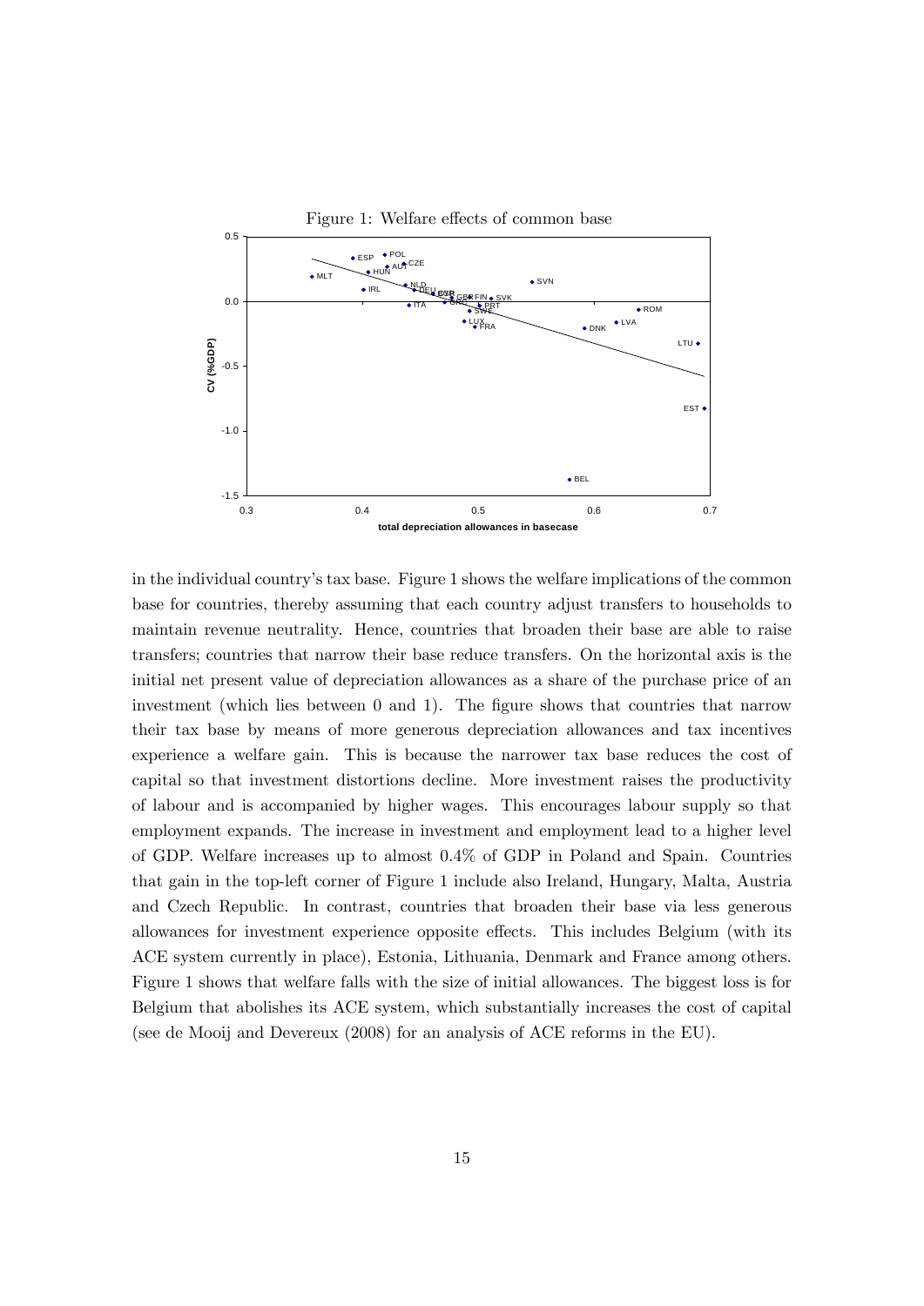Figure 1: Welfare effects of common base

in the individual country's tax base. Figure 1 shows the welfare implications of the common base for countries, thereby assuming that each country adjust transfers to households to maintain revenue neutrality. Hence, countries that broaden their base are able to raise transfers; countries that narrow their base reduce transfers. On the horizontal axis is the initial net present value of depreciation allowances as a share of the purchase price of an investment (which lies between 0 and 1). The figure shows that countries that narrow their tax base by means of more generous depreciation allowances and tax incentives experience a welfare gain. This is because the narrower tax base reduces the cost of capital so that investment distortions decline. More investment raises the productivity of labour and is accompanied by higher wages. This encourages labour supply so that employment expands. The increase in investment and employment lead to a higher level of GDP. Welfare increases up to almost 0.4% of GDP in Poland and Spain. Countries that gain in the top-left corner of Figure 1 include also Ireland, Hungary, Malta, Austria and Czech Republic. In contrast, countries that broaden their base via less generous allowances for investment experience opposite effects. This includes Belgium (with its ACE system currently in place), Estonia, Lithuania, Denmark and France among others. Figure 1 shows that welfare falls with the size of initial allowances. The biggest loss is for Belgium that abolishes its ACE system, which substantially increases the cost of capital (see de Mooij and Devereux (2008) for an analysis of ACE reforms in the EU).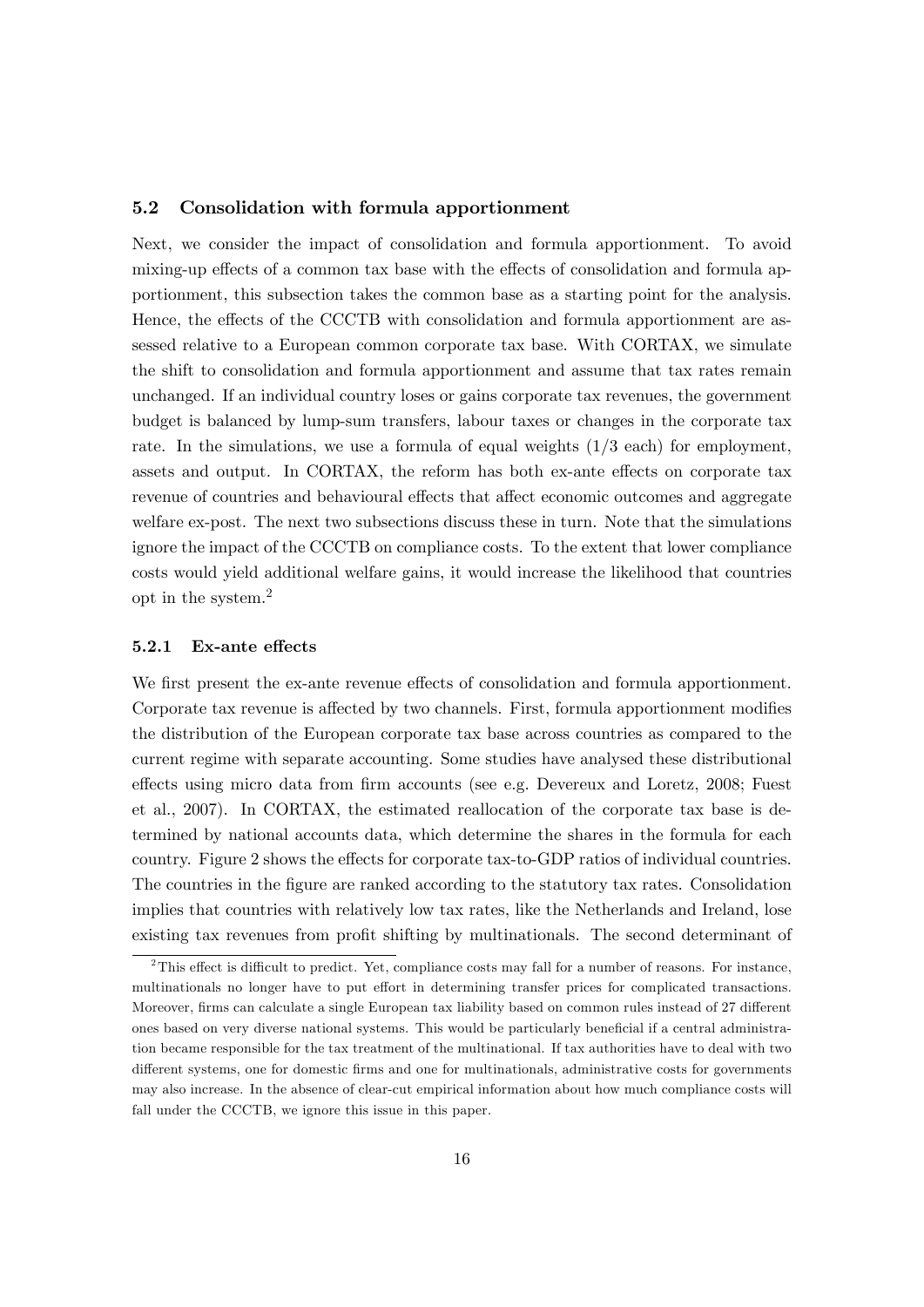## 5.2 Consolidation with formula apportionment

Next, we consider the impact of consolidation and formula apportionment. To avoid mixing-up effects of a common tax base with the effects of consolidation and formula apportionment, this subsection takes the common base as a starting point for the analysis. Hence, the effects of the CCCTB with consolidation and formula apportionment are assessed relative to a European common corporate tax base. With CORTAX, we simulate the shift to consolidation and formula apportionment and assume that tax rates remain unchanged. If an individual country loses or gains corporate tax revenues, the government budget is balanced by lump-sum transfers, labour taxes or changes in the corporate tax rate. In the simulations, we use a formula of equal weights (1/3 each) for employment, assets and output. In CORTAX, the reform has both ex-ante effects on corporate tax revenue of countries and behavioural effects that affect economic outcomes and aggregate welfare ex-post. The next two subsections discuss these in turn. Note that the simulations ignore the impact of the CCCTB on compliance costs. To the extent that lower compliance costs would yield additional welfare gains, it would increase the likelihood that countries opt in the system.[2]

### 5.2.1 Ex-ante effects

We first present the ex-ante revenue effects of consolidation and formula apportionment. Corporate tax revenue is affected by two channels. First, formula apportionment modifies the distribution of the European corporate tax base across countries as compared to the current regime with separate accounting. Some studies have analysed these distributional effects using micro data from firm accounts (see e.g. Devereux and Loretz, 2008; Fuest et al., 2007). In CORTAX, the estimated reallocation of the corporate tax base is determined by national accounts data, which determine the shares in the formula for each country. Figure 2 shows the effects for corporate tax-to-GDP ratios of individual countries. The countries in the figure are ranked according to the statutory tax rates. Consolidation implies that countries with relatively low tax rates, like the Netherlands and Ireland, lose existing tax revenues from profit shifting by multinationals. The second determinant of

[2] This effect is difficult to predict. Yet, compliance costs may fall for a number of reasons. For instance, multinationals no longer have to put effort in determining transfer prices for complicated transactions. Moreover, firms can calculate a single European tax liability based on common rules instead of 27 different ones based on very diverse national systems. This would be particularly beneficial if a central administration became responsible for the tax treatment of the multinational. If tax authorities have to deal with two different systems, one for domestic firms and one for multinationals, administrative costs for governments may also increase. In the absence of clear-cut empirical information about how much compliance costs will fall under the CCCTB, we ignore this issue in this paper.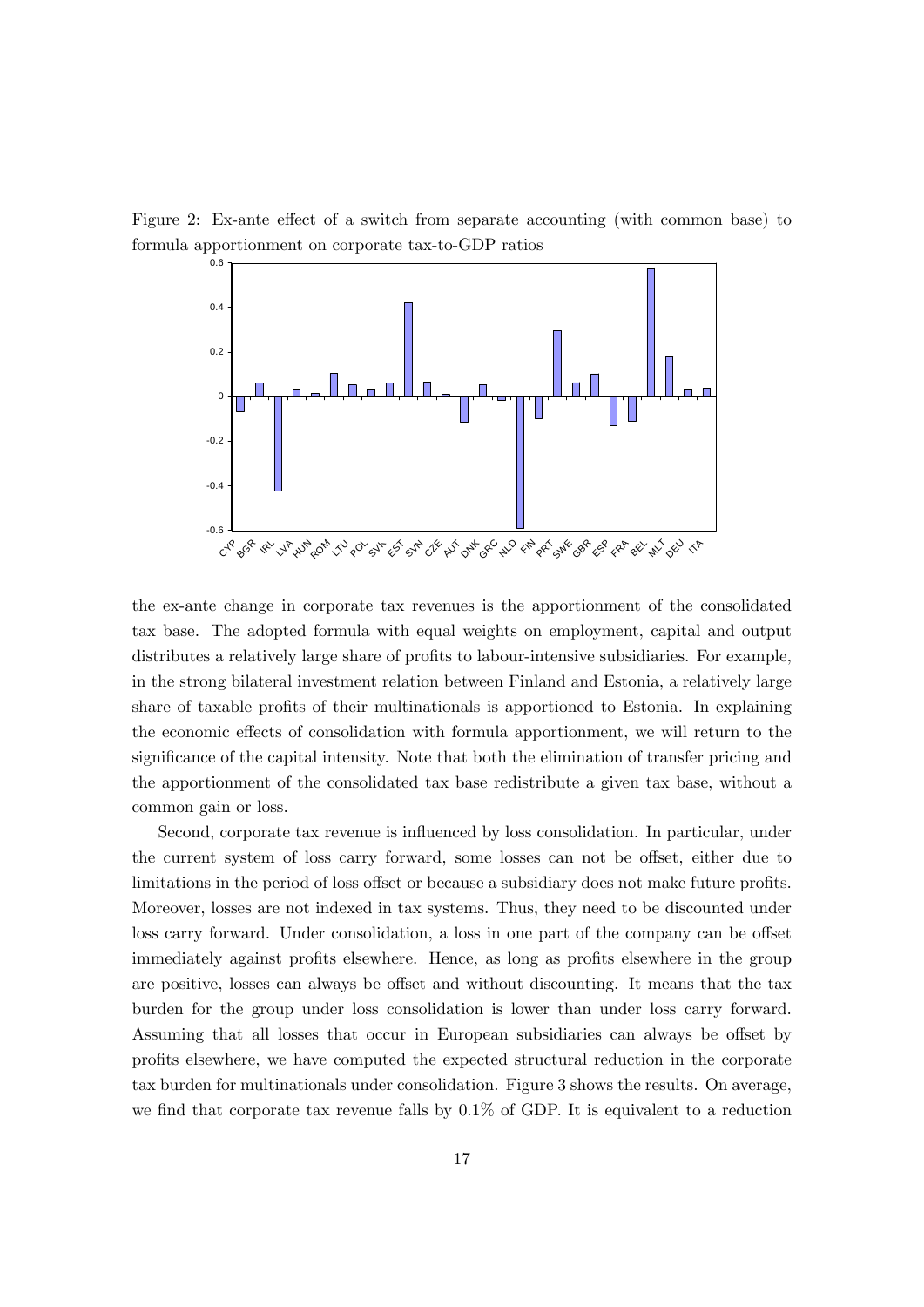Figure 2: Ex-ante effect of a switch from separate accounting (with common base) to formula apportionment on corporate tax-to-GDP ratios

the ex-ante change in corporate tax revenues is the apportionment of the consolidated tax base. The adopted formula with equal weights on employment, capital and output distributes a relatively large share of profits to labour-intensive subsidiaries. For example, in the strong bilateral investment relation between Finland and Estonia, a relatively large share of taxable profits of their multinationals is apportioned to Estonia. In explaining the economic effects of consolidation with formula apportionment, we will return to the significance of the capital intensity. Note that both the elimination of transfer pricing and the apportionment of the consolidated tax base redistribute a given tax base, without a common gain or loss.

Second, corporate tax revenue is influenced by loss consolidation. In particular, under the current system of loss carry forward, some losses can not be offset, either due to limitations in the period of loss offset or because a subsidiary does not make future profits. Moreover, losses are not indexed in tax systems. Thus, they need to be discounted under loss carry forward. Under consolidation, a loss in one part of the company can be offset immediately against profits elsewhere. Hence, as long as profits elsewhere in the group are positive, losses can always be offset and without discounting. It means that the tax burden for the group under loss consolidation is lower than under loss carry forward. Assuming that all losses that occur in European subsidiaries can always be offset by profits elsewhere, we have computed the expected structural reduction in the corporate tax burden for multinationals under consolidation. Figure 3 shows the results. On average, we find that corporate tax revenue falls by 0.1% of GDP. It is equivalent to a reduction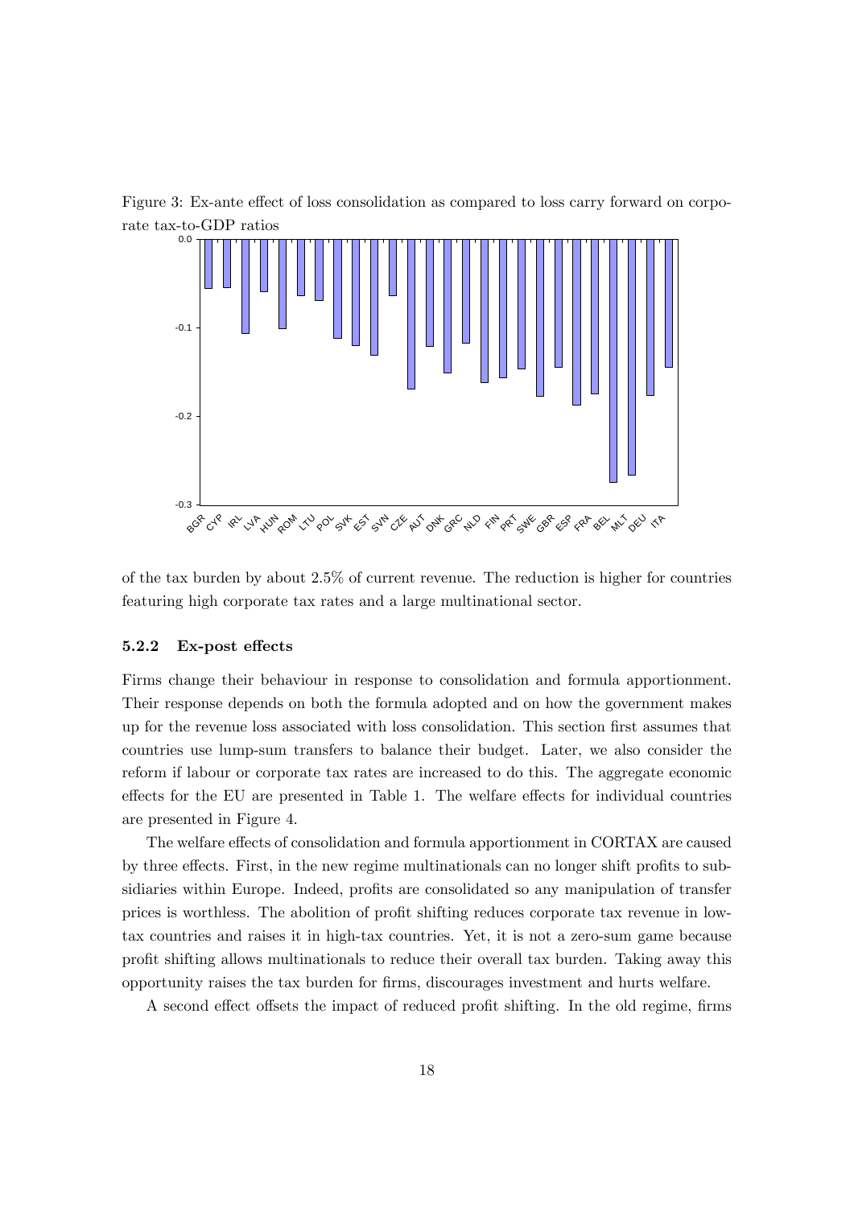Figure 3: Ex-ante effect of loss consolidation as compared to loss carry forward on corporate tax-to-GDP ratios

of the tax burden by about 2.5% of current revenue. The reduction is higher for countries featuring high corporate tax rates and a large multinational sector.

### 5.2.2 Ex-post effects

Firms change their behaviour in response to consolidation and formula apportionment. Their response depends on both the formula adopted and on how the government makes up for the revenue loss associated with loss consolidation. This section first assumes that countries use lump-sum transfers to balance their budget. Later, we also consider the reform if labour or corporate tax rates are increased to do this. The aggregate economic effects for the EU are presented in Table 1. The welfare effects for individual countries are presented in Figure 4.

The welfare effects of consolidation and formula apportionment in CORTAX are caused by three effects. First, in the new regime multinationals can no longer shift profits to subsidiaries within Europe. Indeed, profits are consolidated so any manipulation of transfer prices is worthless. The abolition of profit shifting reduces corporate tax revenue in low-tax countries and raises it in high-tax countries. Yet, it is not a zero-sum game because profit shifting allows multinationals to reduce their overall tax burden. Taking away this opportunity raises the tax burden for firms, discourages investment and hurts welfare.

A second effect offsets the impact of reduced profit shifting. In the old regime, firms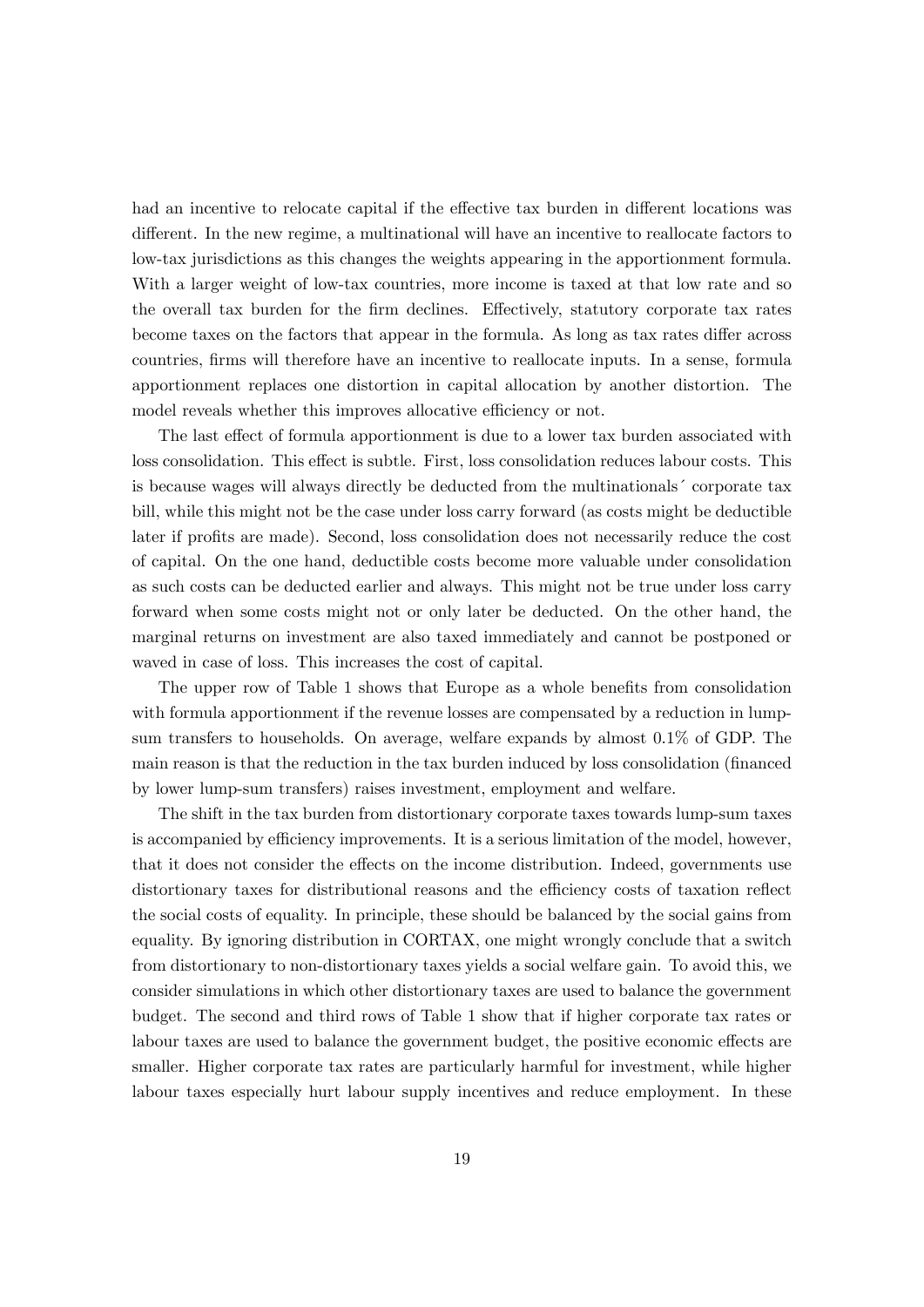had an incentive to relocate capital if the effective tax burden in different locations was different. In the new regime, a multinational will have an incentive to reallocate factors to low-tax jurisdictions as this changes the weights appearing in the apportionment formula. With a larger weight of low-tax countries, more income is taxed at that low rate and so the overall tax burden for the firm declines. Effectively, statutory corporate tax rates become taxes on the factors that appear in the formula. As long as tax rates differ across countries, firms will therefore have an incentive to reallocate inputs. In a sense, formula apportionment replaces one distortion in capital allocation by another distortion. The model reveals whether this improves allocative efficiency or not.

The last effect of formula apportionment is due to a lower tax burden associated with loss consolidation. This effect is subtle. First, loss consolidation reduces labour costs. This is because wages will always directly be deducted from the multinationals´ corporate tax bill, while this might not be the case under loss carry forward (as costs might be deductible later if profits are made). Second, loss consolidation does not necessarily reduce the cost of capital. On the one hand, deductible costs become more valuable under consolidation as such costs can be deducted earlier and always. This might not be true under loss carry forward when some costs might not or only later be deducted. On the other hand, the marginal returns on investment are also taxed immediately and cannot be postponed or waved in case of loss. This increases the cost of capital.

The upper row of Table 1 shows that Europe as a whole benefits from consolidation with formula apportionment if the revenue losses are compensated by a reduction in lump-sum transfers to households. On average, welfare expands by almost 0.1% of GDP. The main reason is that the reduction in the tax burden induced by loss consolidation (financed by lower lump-sum transfers) raises investment, employment and welfare.

The shift in the tax burden from distortionary corporate taxes towards lump-sum taxes is accompanied by efficiency improvements. It is a serious limitation of the model, however, that it does not consider the effects on the income distribution. Indeed, governments use distortionary taxes for distributional reasons and the efficiency costs of taxation reflect the social costs of equality. In principle, these should be balanced by the social gains from equality. By ignoring distribution in CORTAX, one might wrongly conclude that a switch from distortionary to non-distortionary taxes yields a social welfare gain. To avoid this, we consider simulations in which other distortionary taxes are used to balance the government budget. The second and third rows of Table 1 show that if higher corporate tax rates or labour taxes are used to balance the government budget, the positive economic effects are smaller. Higher corporate tax rates are particularly harmful for investment, while higher labour taxes especially hurt labour supply incentives and reduce employment. In these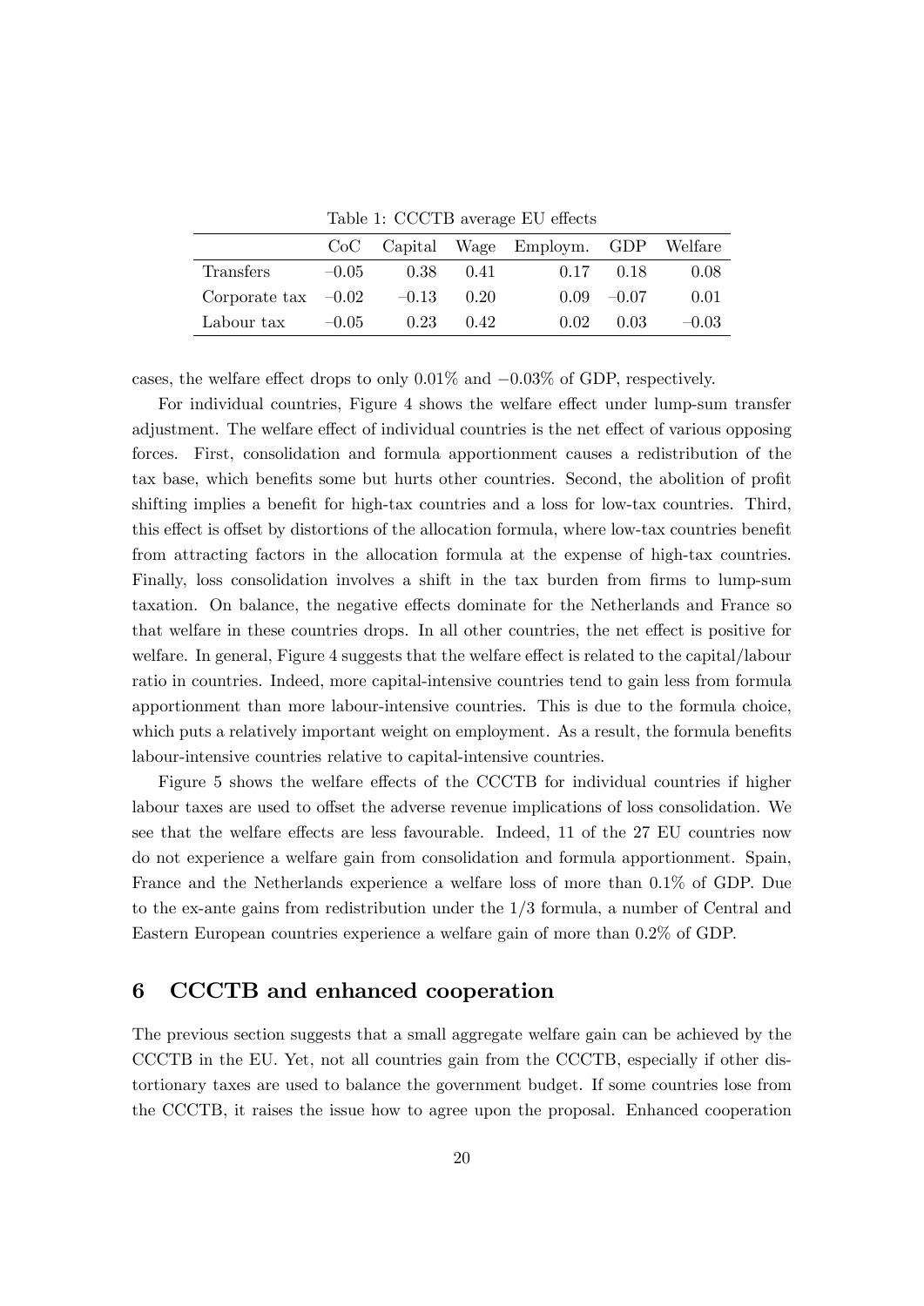Table 1: CCCTB average EU effects

| | CoC | Capital | Wage | Employm. | GDP | Welfare |
|---|---|---|---|---|---|---|
| Transfers | −0.05 | 0.38 | 0.41 | 0.17 | 0.18 | 0.08 |
| Corporate tax | −0.02 | −0.13 | 0.20 | 0.09 | −0.07 | 0.01 |
| Labour tax | −0.05 | 0.23 | 0.42 | 0.02 | 0.03 | −0.03 |

cases, the welfare effect drops to only 0.01% and −0.03% of GDP, respectively.

For individual countries, Figure 4 shows the welfare effect under lump-sum transfer adjustment. The welfare effect of individual countries is the net effect of various opposing forces. First, consolidation and formula apportionment causes a redistribution of the tax base, which benefits some but hurts other countries. Second, the abolition of profit shifting implies a benefit for high-tax countries and a loss for low-tax countries. Third, this effect is offset by distortions of the allocation formula, where low-tax countries benefit from attracting factors in the allocation formula at the expense of high-tax countries. Finally, loss consolidation involves a shift in the tax burden from firms to lump-sum taxation. On balance, the negative effects dominate for the Netherlands and France so that welfare in these countries drops. In all other countries, the net effect is positive for welfare. In general, Figure 4 suggests that the welfare effect is related to the capital/labour ratio in countries. Indeed, more capital-intensive countries tend to gain less from formula apportionment than more labour-intensive countries. This is due to the formula choice, which puts a relatively important weight on employment. As a result, the formula benefits labour-intensive countries relative to capital-intensive countries.

Figure 5 shows the welfare effects of the CCCTB for individual countries if higher labour taxes are used to offset the adverse revenue implications of loss consolidation. We see that the welfare effects are less favourable. Indeed, 11 of the 27 EU countries now do not experience a welfare gain from consolidation and formula apportionment. Spain, France and the Netherlands experience a welfare loss of more than 0.1% of GDP. Due to the ex-ante gains from redistribution under the 1/3 formula, a number of Central and Eastern European countries experience a welfare gain of more than 0.2% of GDP.

## 6 CCCTB and enhanced cooperation

The previous section suggests that a small aggregate welfare gain can be achieved by the CCCTB in the EU. Yet, not all countries gain from the CCCTB, especially if other distortionary taxes are used to balance the government budget. If some countries lose from the CCCTB, it raises the issue how to agree upon the proposal. Enhanced cooperation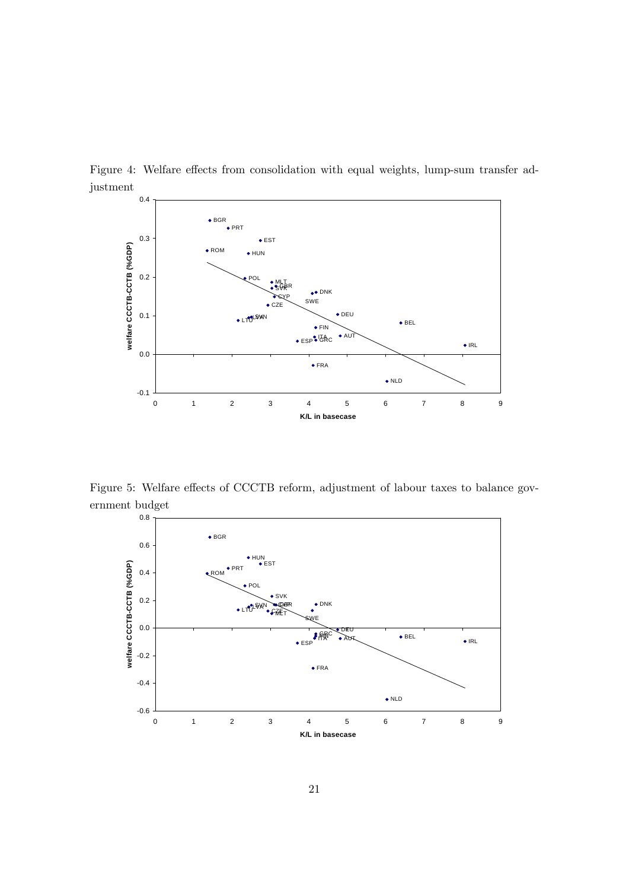Figure 4: Welfare effects from consolidation with equal weights, lump-sum transfer adjustment

Figure 5: Welfare effects of CCCTB reform, adjustment of labour taxes to balance government budget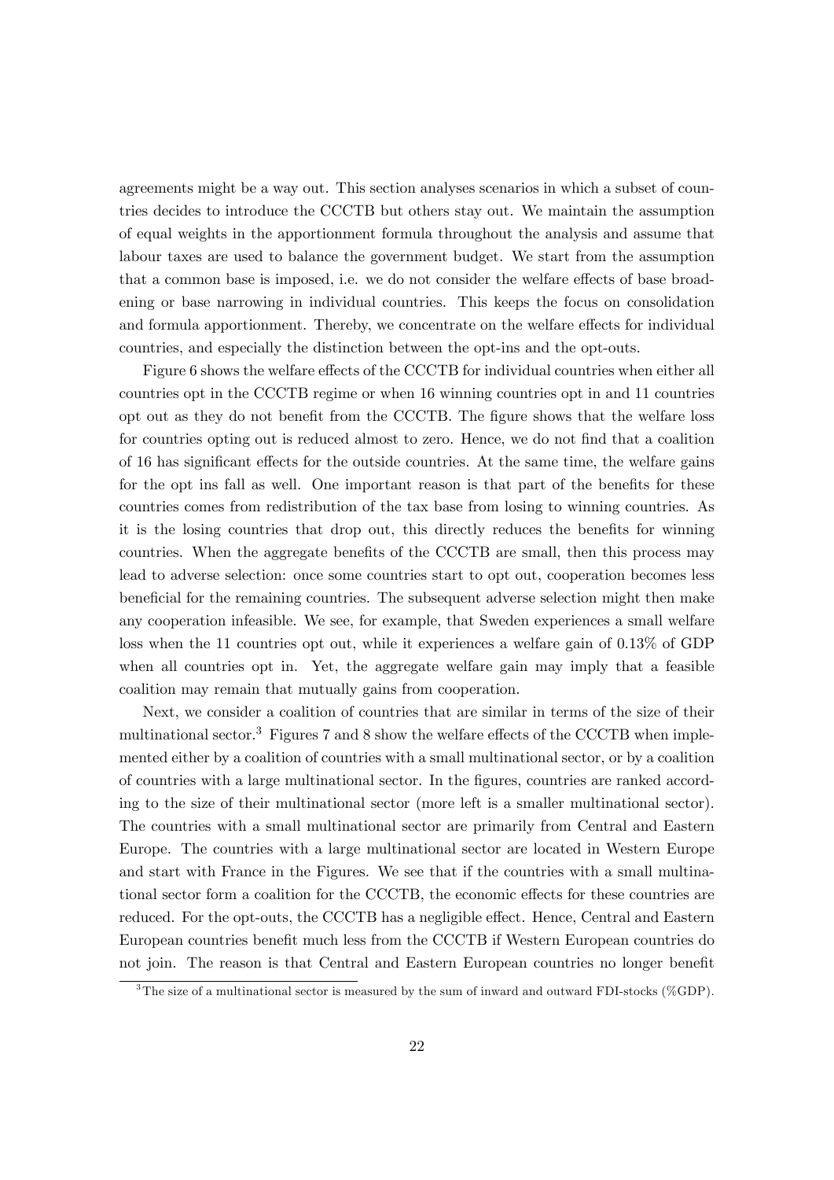agreements might be a way out. This section analyses scenarios in which a subset of countries decides to introduce the CCCTB but others stay out. We maintain the assumption of equal weights in the apportionment formula throughout the analysis and assume that labour taxes are used to balance the government budget. We start from the assumption that a common base is imposed, i.e. we do not consider the welfare effects of base broadening or base narrowing in individual countries. This keeps the focus on consolidation and formula apportionment. Thereby, we concentrate on the welfare effects for individual countries, and especially the distinction between the opt-ins and the opt-outs.

Figure 6 shows the welfare effects of the CCCTB for individual countries when either all countries opt in the CCCTB regime or when 16 winning countries opt in and 11 countries opt out as they do not benefit from the CCCTB. The figure shows that the welfare loss for countries opting out is reduced almost to zero. Hence, we do not find that a coalition of 16 has significant effects for the outside countries. At the same time, the welfare gains for the opt ins fall as well. One important reason is that part of the benefits for these countries comes from redistribution of the tax base from losing to winning countries. As it is the losing countries that drop out, this directly reduces the benefits for winning countries. When the aggregate benefits of the CCCTB are small, then this process may lead to adverse selection: once some countries start to opt out, cooperation becomes less beneficial for the remaining countries. The subsequent adverse selection might then make any cooperation infeasible. We see, for example, that Sweden experiences a small welfare loss when the 11 countries opt out, while it experiences a welfare gain of 0.13% of GDP when all countries opt in. Yet, the aggregate welfare gain may imply that a feasible coalition may remain that mutually gains from cooperation.

Next, we consider a coalition of countries that are similar in terms of the size of their multinational sector.[3] Figures 7 and 8 show the welfare effects of the CCCTB when implemented either by a coalition of countries with a small multinational sector, or by a coalition of countries with a large multinational sector. In the figures, countries are ranked according to the size of their multinational sector (more left is a smaller multinational sector). The countries with a small multinational sector are primarily from Central and Eastern Europe. The countries with a large multinational sector are located in Western Europe and start with France in the Figures. We see that if the countries with a small multinational sector form a coalition for the CCCTB, the economic effects for these countries are reduced. For the opt-outs, the CCCTB has a negligible effect. Hence, Central and Eastern European countries benefit much less from the CCCTB if Western European countries do not join. The reason is that Central and Eastern European countries no longer benefit

[3] The size of a multinational sector is measured by the sum of inward and outward FDI-stocks (%GDP).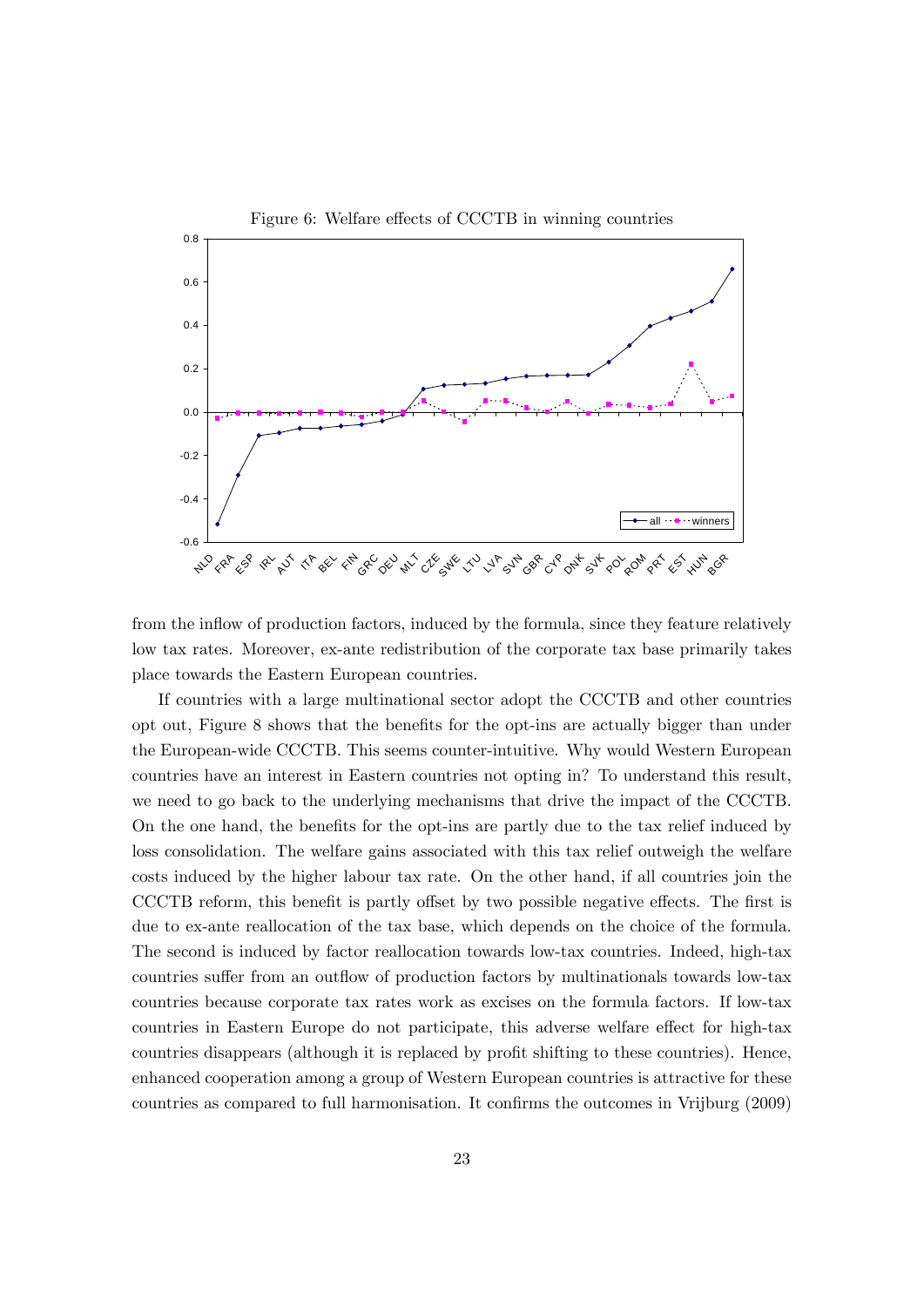Figure 6: Welfare effects of CCCTB in winning countries

from the inflow of production factors, induced by the formula, since they feature relatively low tax rates. Moreover, ex-ante redistribution of the corporate tax base primarily takes place towards the Eastern European countries.

If countries with a large multinational sector adopt the CCCTB and other countries opt out, Figure 8 shows that the benefits for the opt-ins are actually bigger than under the European-wide CCCTB. This seems counter-intuitive. Why would Western European countries have an interest in Eastern countries not opting in? To understand this result, we need to go back to the underlying mechanisms that drive the impact of the CCCTB. On the one hand, the benefits for the opt-ins are partly due to the tax relief induced by loss consolidation. The welfare gains associated with this tax relief outweigh the welfare costs induced by the higher labour tax rate. On the other hand, if all countries join the CCCTB reform, this benefit is partly offset by two possible negative effects. The first is due to ex-ante reallocation of the tax base, which depends on the choice of the formula. The second is induced by factor reallocation towards low-tax countries. Indeed, high-tax countries suffer from an outflow of production factors by multinationals towards low-tax countries because corporate tax rates work as excises on the formula factors. If low-tax countries in Eastern Europe do not participate, this adverse welfare effect for high-tax countries disappears (although it is replaced by profit shifting to these countries). Hence, enhanced cooperation among a group of Western European countries is attractive for these countries as compared to full harmonisation. It confirms the outcomes in Vrijburg (2009)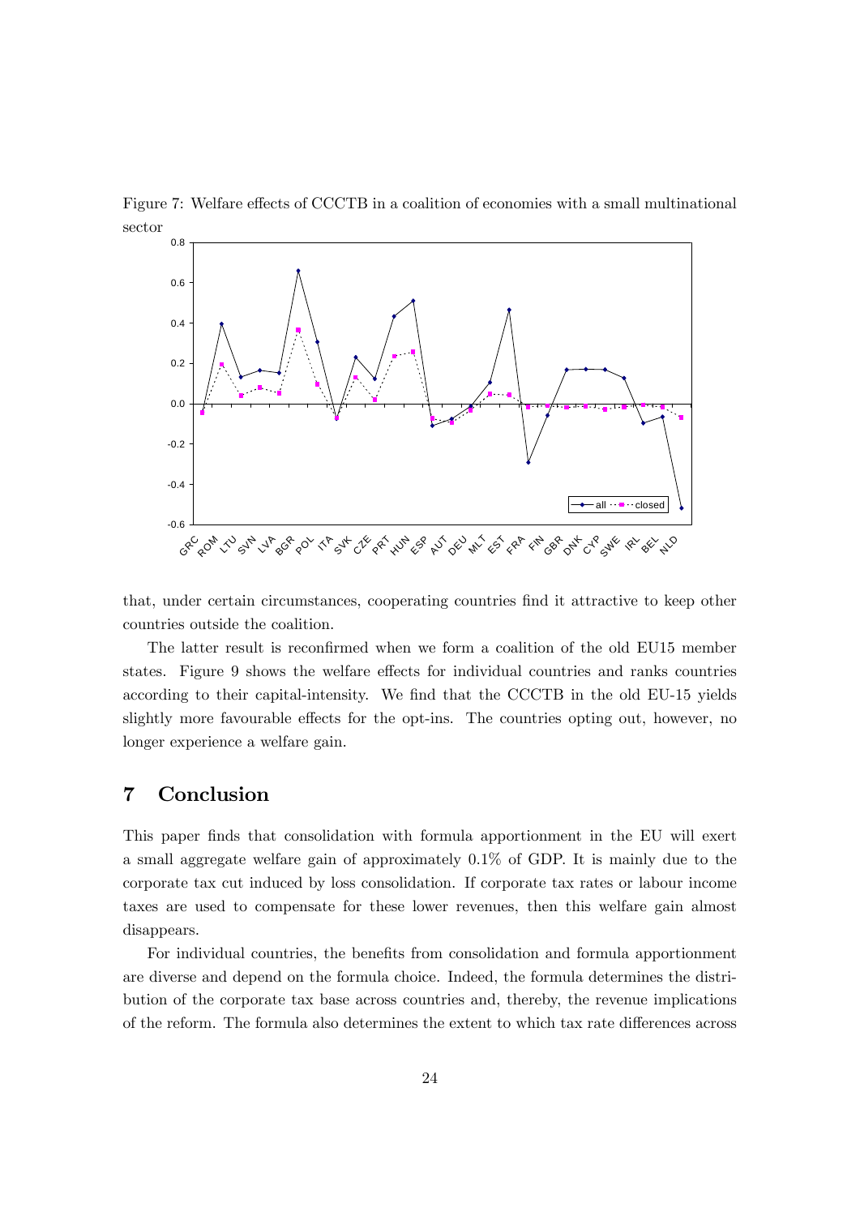Figure 7: Welfare effects of CCCTB in a coalition of economies with a small multinational sector

that, under certain circumstances, cooperating countries find it attractive to keep other countries outside the coalition.

The latter result is reconfirmed when we form a coalition of the old EU15 member states. Figure 9 shows the welfare effects for individual countries and ranks countries according to their capital-intensity. We find that the CCCTB in the old EU-15 yields slightly more favourable effects for the opt-ins. The countries opting out, however, no longer experience a welfare gain.

## 7 Conclusion

This paper finds that consolidation with formula apportionment in the EU will exert a small aggregate welfare gain of approximately 0.1% of GDP. It is mainly due to the corporate tax cut induced by loss consolidation. If corporate tax rates or labour income taxes are used to compensate for these lower revenues, then this welfare gain almost disappears.

For individual countries, the benefits from consolidation and formula apportionment are diverse and depend on the formula choice. Indeed, the formula determines the distribution of the corporate tax base across countries and, thereby, the revenue implications of the reform. The formula also determines the extent to which tax rate differences across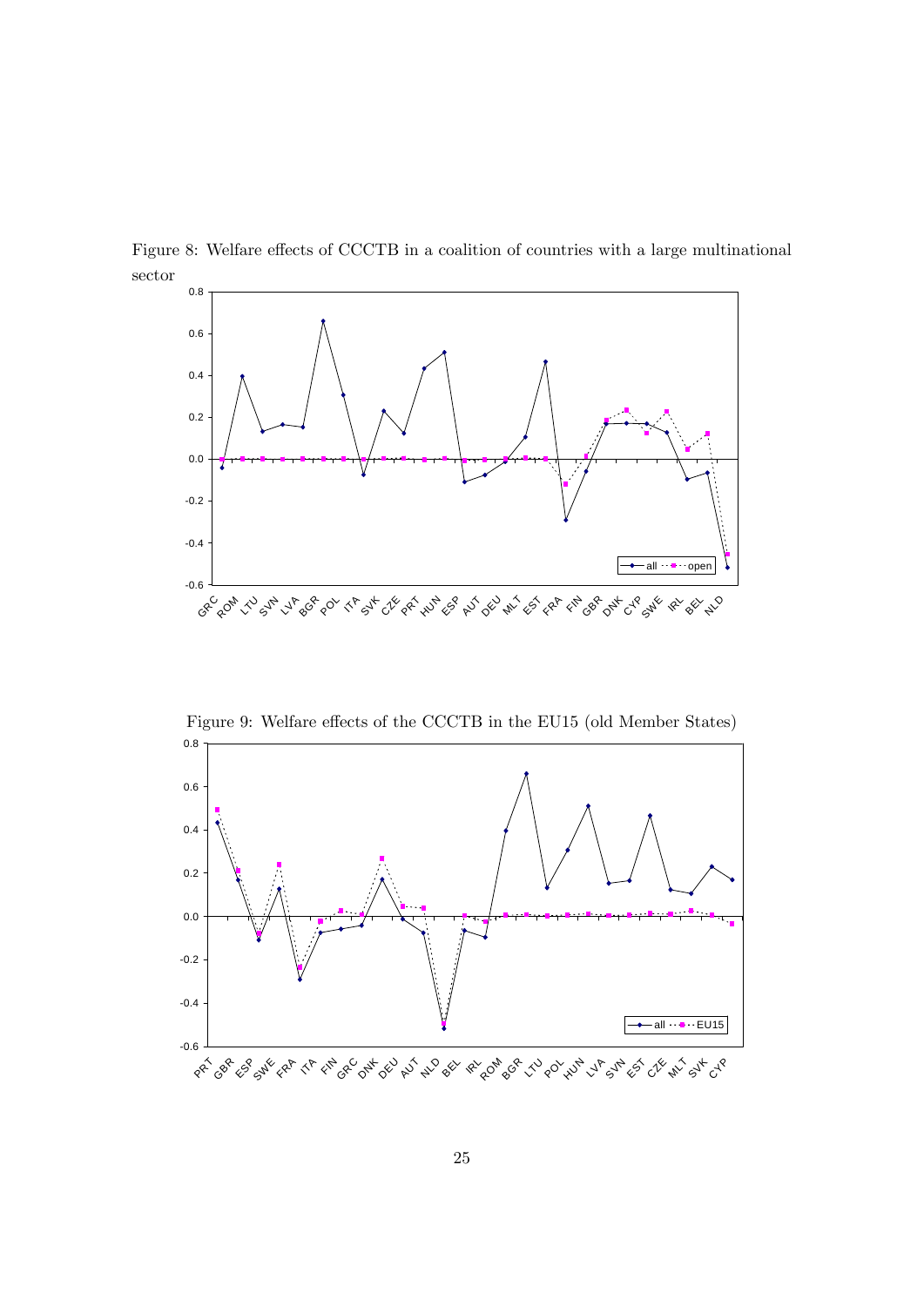Figure 8: Welfare effects of CCCTB in a coalition of countries with a large multinational sector

Figure 9: Welfare effects of the CCCTB in the EU15 (old Member States)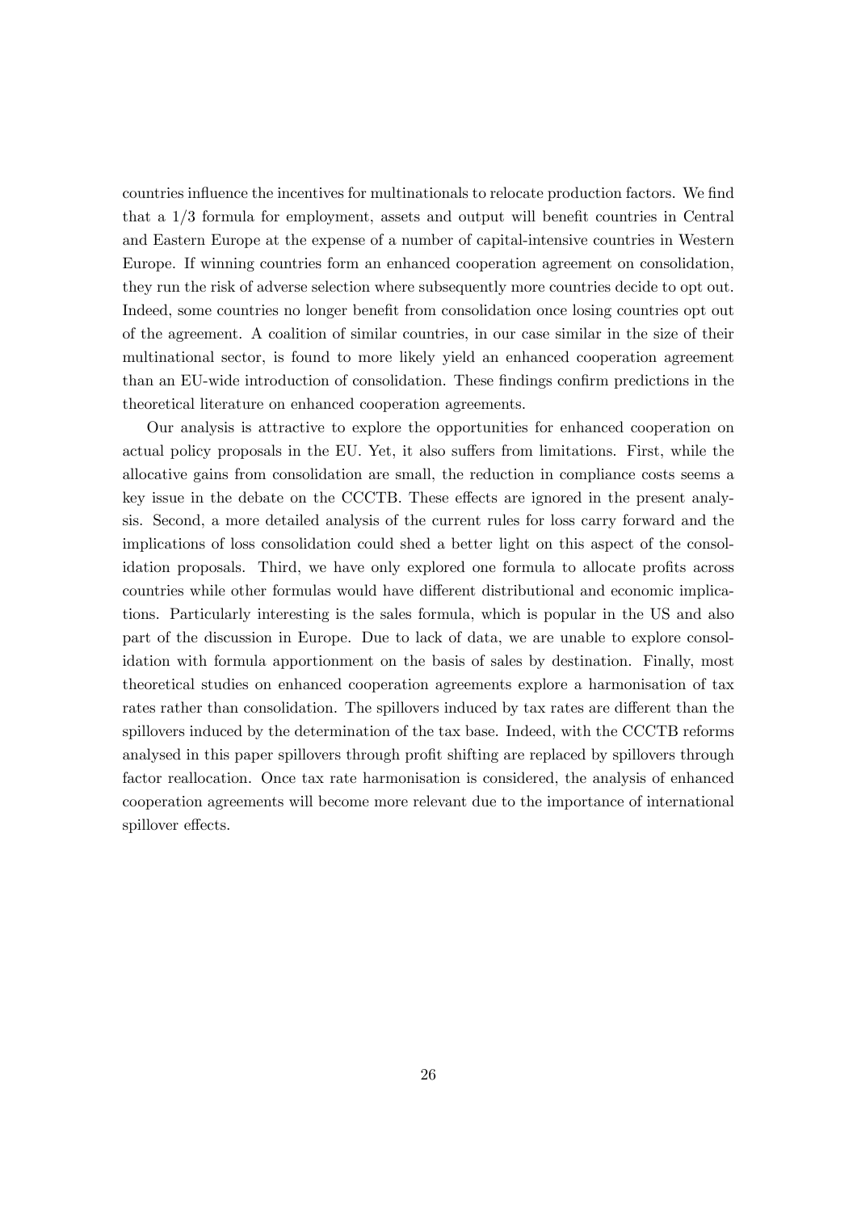countries influence the incentives for multinationals to relocate production factors. We find that a 1/3 formula for employment, assets and output will benefit countries in Central and Eastern Europe at the expense of a number of capital-intensive countries in Western Europe. If winning countries form an enhanced cooperation agreement on consolidation, they run the risk of adverse selection where subsequently more countries decide to opt out. Indeed, some countries no longer benefit from consolidation once losing countries opt out of the agreement. A coalition of similar countries, in our case similar in the size of their multinational sector, is found to more likely yield an enhanced cooperation agreement than an EU-wide introduction of consolidation. These findings confirm predictions in the theoretical literature on enhanced cooperation agreements.

Our analysis is attractive to explore the opportunities for enhanced cooperation on actual policy proposals in the EU. Yet, it also suffers from limitations. First, while the allocative gains from consolidation are small, the reduction in compliance costs seems a key issue in the debate on the CCCTB. These effects are ignored in the present analysis. Second, a more detailed analysis of the current rules for loss carry forward and the implications of loss consolidation could shed a better light on this aspect of the consolidation proposals. Third, we have only explored one formula to allocate profits across countries while other formulas would have different distributional and economic implications. Particularly interesting is the sales formula, which is popular in the US and also part of the discussion in Europe. Due to lack of data, we are unable to explore consolidation with formula apportionment on the basis of sales by destination. Finally, most theoretical studies on enhanced cooperation agreements explore a harmonisation of tax rates rather than consolidation. The spillovers induced by tax rates are different than the spillovers induced by the determination of the tax base. Indeed, with the CCCTB reforms analysed in this paper spillovers through profit shifting are replaced by spillovers through factor reallocation. Once tax rate harmonisation is considered, the analysis of enhanced cooperation agreements will become more relevant due to the importance of international spillover effects.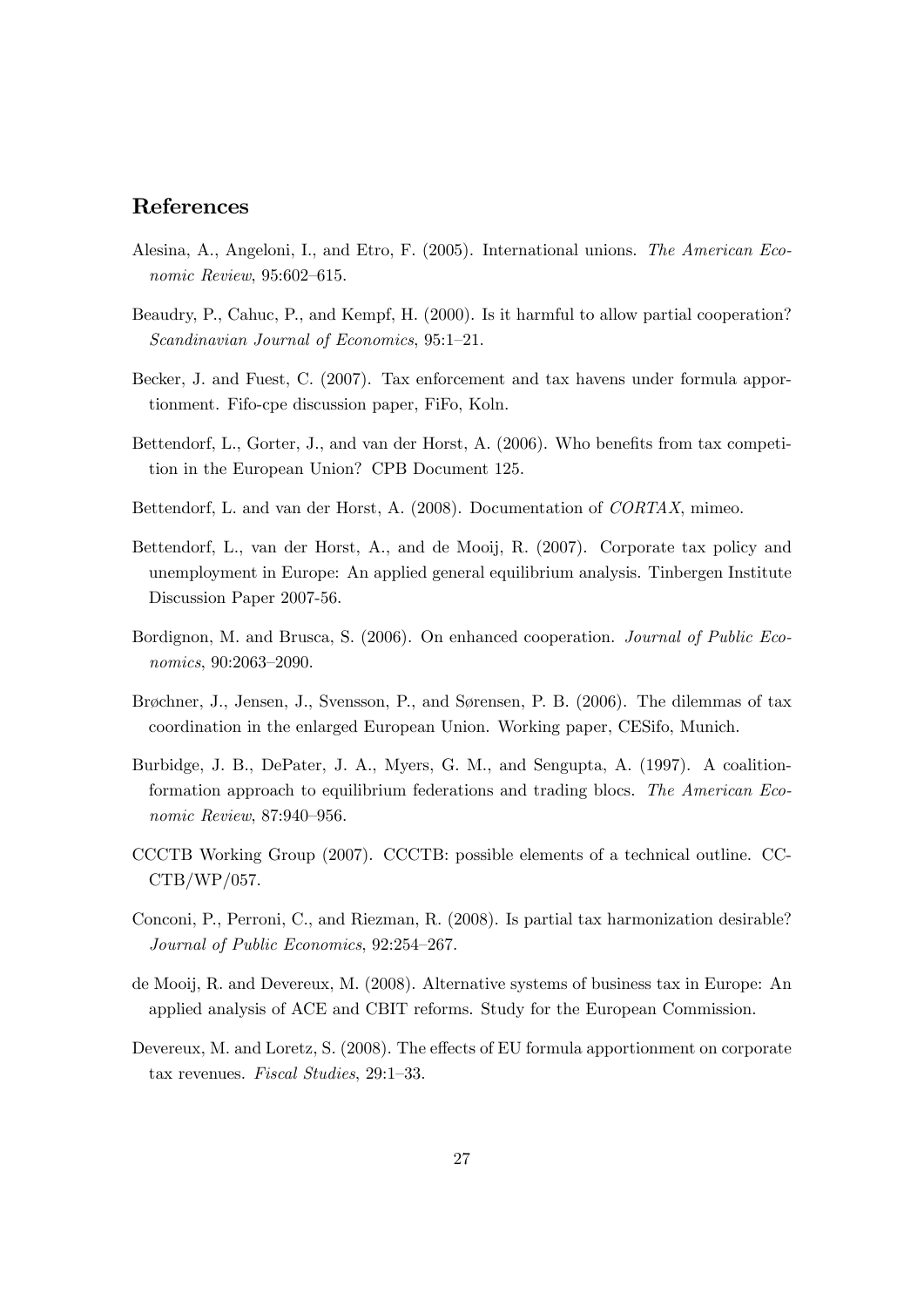## References

Alesina, A., Angeloni, I., and Etro, F. (2005). International unions. *The American Economic Review*, 95:602–615.

Beaudry, P., Cahuc, P., and Kempf, H. (2000). Is it harmful to allow partial cooperation? *Scandinavian Journal of Economics*, 95:1–21.

Becker, J. and Fuest, C. (2007). Tax enforcement and tax havens under formula apportionment. Fifo-cpe discussion paper, FiFo, Koln.

Bettendorf, L., Gorter, J., and van der Horst, A. (2006). Who benefits from tax competition in the European Union? CPB Document 125.

Bettendorf, L. and van der Horst, A. (2008). Documentation of *CORTAX*, mimeo.

Bettendorf, L., van der Horst, A., and de Mooij, R. (2007). Corporate tax policy and unemployment in Europe: An applied general equilibrium analysis. Tinbergen Institute Discussion Paper 2007-56.

Bordignon, M. and Brusca, S. (2006). On enhanced cooperation. *Journal of Public Economics*, 90:2063–2090.

Brøchner, J., Jensen, J., Svensson, P., and Sørensen, P. B. (2006). The dilemmas of tax coordination in the enlarged European Union. Working paper, CESifo, Munich.

Burbidge, J. B., DePater, J. A., Myers, G. M., and Sengupta, A. (1997). A coalition-formation approach to equilibrium federations and trading blocs. *The American Economic Review*, 87:940–956.

CCCTB Working Group (2007). CCCTB: possible elements of a technical outline. CCCTB/WP/057.

Conconi, P., Perroni, C., and Riezman, R. (2008). Is partial tax harmonization desirable? *Journal of Public Economics*, 92:254–267.

de Mooij, R. and Devereux, M. (2008). Alternative systems of business tax in Europe: An applied analysis of ACE and CBIT reforms. Study for the European Commission.

Devereux, M. and Loretz, S. (2008). The effects of EU formula apportionment on corporate tax revenues. *Fiscal Studies*, 29:1–33.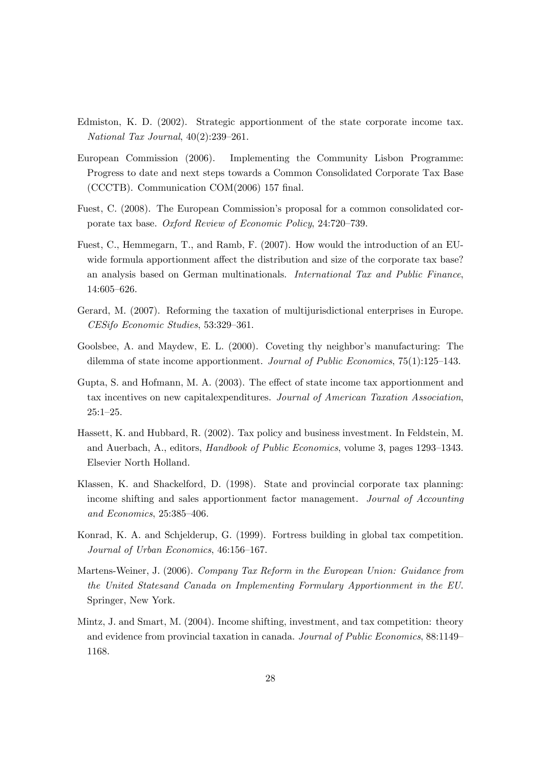Edmiston, K. D. (2002). Strategic apportionment of the state corporate income tax. *National Tax Journal*, 40(2):239–261.

European Commission (2006). Implementing the Community Lisbon Programme: Progress to date and next steps towards a Common Consolidated Corporate Tax Base (CCCTB). Communication COM(2006) 157 final.

Fuest, C. (2008). The European Commission's proposal for a common consolidated corporate tax base. *Oxford Review of Economic Policy*, 24:720–739.

Fuest, C., Hemmegarn, T., and Ramb, F. (2007). How would the introduction of an EU-wide formula apportionment affect the distribution and size of the corporate tax base? an analysis based on German multinationals. *International Tax and Public Finance*, 14:605–626.

Gerard, M. (2007). Reforming the taxation of multijurisdictional enterprises in Europe. *CESifo Economic Studies*, 53:329–361.

Goolsbee, A. and Maydew, E. L. (2000). Coveting thy neighbor's manufacturing: The dilemma of state income apportionment. *Journal of Public Economics*, 75(1):125–143.

Gupta, S. and Hofmann, M. A. (2003). The effect of state income tax apportionment and tax incentives on new capitalexpenditures. *Journal of American Taxation Association*, 25:1–25.

Hassett, K. and Hubbard, R. (2002). Tax policy and business investment. In Feldstein, M. and Auerbach, A., editors, *Handbook of Public Economics*, volume 3, pages 1293–1343. Elsevier North Holland.

Klassen, K. and Shackelford, D. (1998). State and provincial corporate tax planning: income shifting and sales apportionment factor management. *Journal of Accounting and Economics*, 25:385–406.

Konrad, K. A. and Schjelderup, G. (1999). Fortress building in global tax competition. *Journal of Urban Economics*, 46:156–167.

Martens-Weiner, J. (2006). *Company Tax Reform in the European Union: Guidance from the United Statesand Canada on Implementing Formulary Apportionment in the EU*. Springer, New York.

Mintz, J. and Smart, M. (2004). Income shifting, investment, and tax competition: theory and evidence from provincial taxation in canada. *Journal of Public Economics*, 88:1149–1168.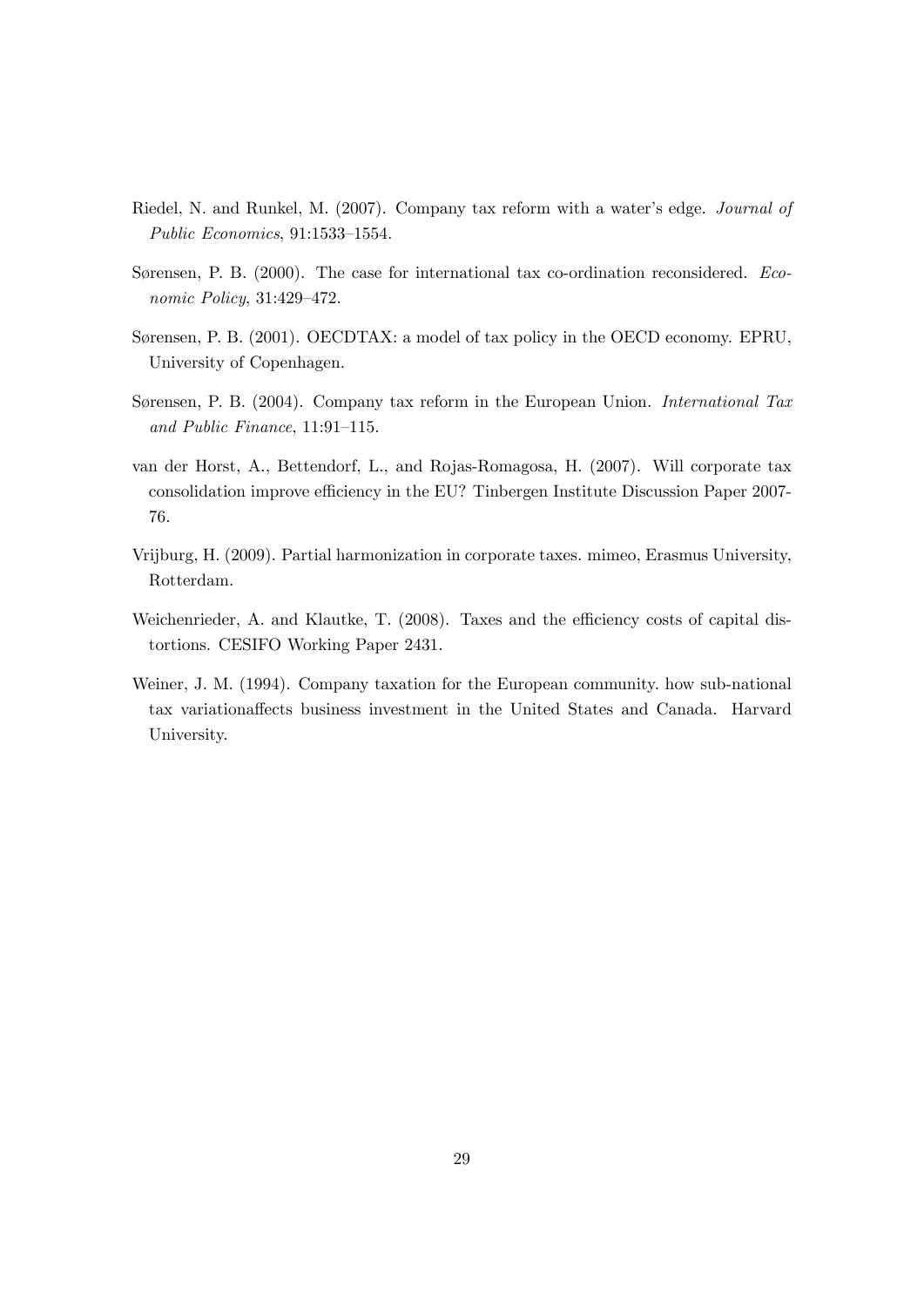Riedel, N. and Runkel, M. (2007). Company tax reform with a water's edge. *Journal of Public Economics*, 91:1533–1554.

Sørensen, P. B. (2000). The case for international tax co-ordination reconsidered. *Economic Policy*, 31:429–472.

Sørensen, P. B. (2001). OECDTAX: a model of tax policy in the OECD economy. EPRU, University of Copenhagen.

Sørensen, P. B. (2004). Company tax reform in the European Union. *International Tax and Public Finance*, 11:91–115.

van der Horst, A., Bettendorf, L., and Rojas-Romagosa, H. (2007). Will corporate tax consolidation improve efficiency in the EU? Tinbergen Institute Discussion Paper 2007-76.

Vrijburg, H. (2009). Partial harmonization in corporate taxes. mimeo, Erasmus University, Rotterdam.

Weichenrieder, A. and Klautke, T. (2008). Taxes and the efficiency costs of capital distortions. CESIFO Working Paper 2431.

Weiner, J. M. (1994). Company taxation for the European community. how sub-national tax variationaffects business investment in the United States and Canada. Harvard University.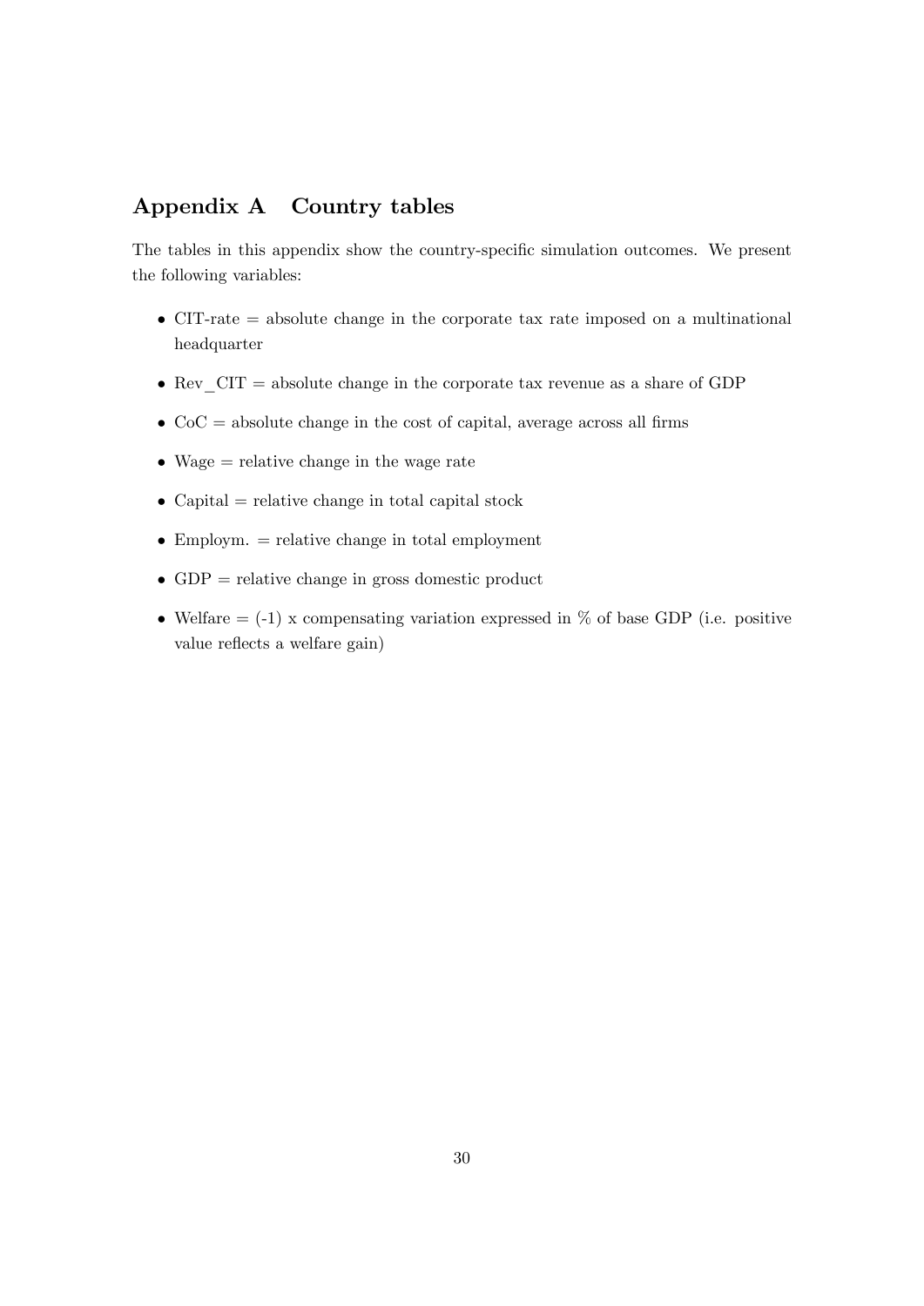## Appendix A Country tables

The tables in this appendix show the country-specific simulation outcomes. We present the following variables:

- CIT-rate = absolute change in the corporate tax rate imposed on a multinational headquarter
- Rev_CIT = absolute change in the corporate tax revenue as a share of GDP
- CoC = absolute change in the cost of capital, average across all firms
- Wage = relative change in the wage rate
- Capital = relative change in total capital stock
- Employm. = relative change in total employment
- GDP = relative change in gross domestic product
- Welfare = (-1) x compensating variation expressed in % of base GDP (i.e. positive value reflects a welfare gain)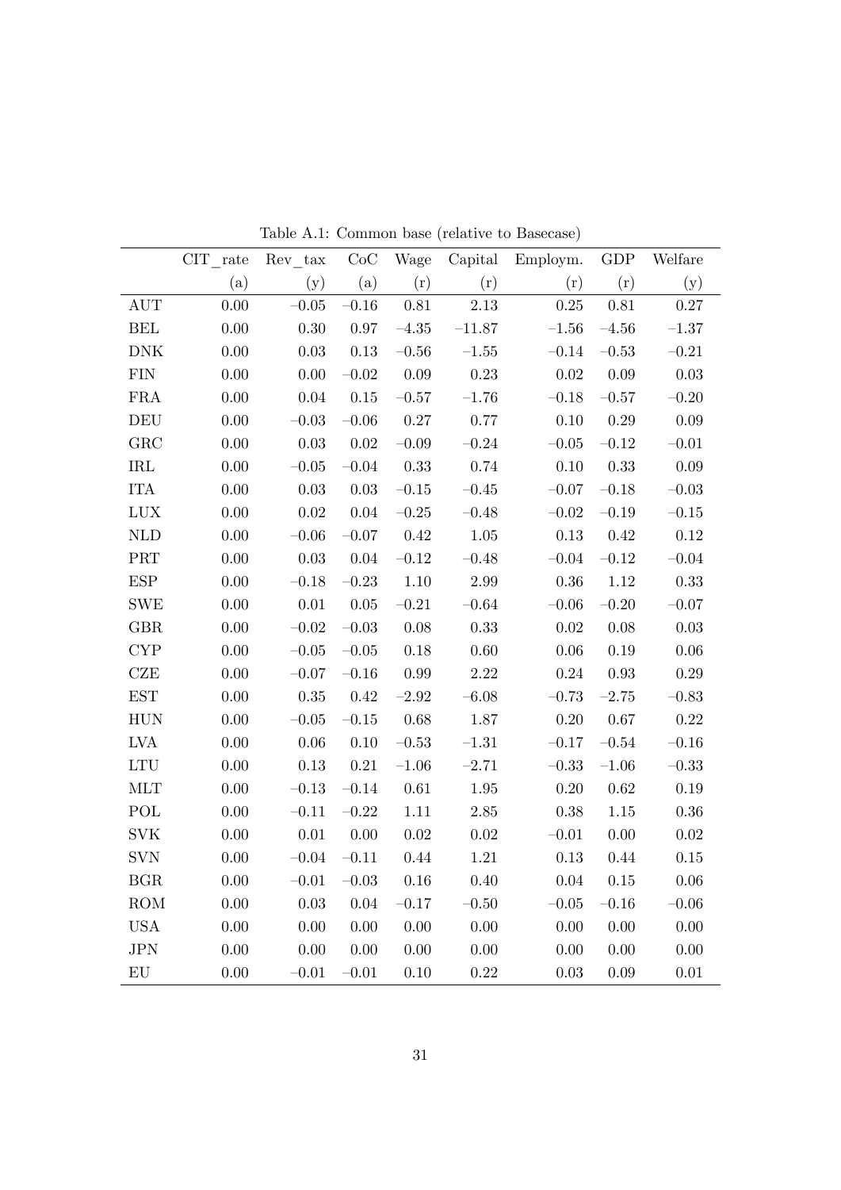Table A.1: Common base (relative to Basecase)

| | CIT_rate | Rev_tax | CoC | Wage | Capital | Employm. | GDP | Welfare |
|---|---|---|---|---|---|---|---|---|
| | (a) | (y) | (a) | (r) | (r) | (r) | (r) | (y) |
| AUT | 0.00 | −0.05 | −0.16 | 0.81 | 2.13 | 0.25 | 0.81 | 0.27 |
| BEL | 0.00 | 0.30 | 0.97 | −4.35 | −11.87 | −1.56 | −4.56 | −1.37 |
| DNK | 0.00 | 0.03 | 0.13 | −0.56 | −1.55 | −0.14 | −0.53 | −0.21 |
| FIN | 0.00 | 0.00 | −0.02 | 0.09 | 0.23 | 0.02 | 0.09 | 0.03 |
| FRA | 0.00 | 0.04 | 0.15 | −0.57 | −1.76 | −0.18 | −0.57 | −0.20 |
| DEU | 0.00 | −0.03 | −0.06 | 0.27 | 0.77 | 0.10 | 0.29 | 0.09 |
| GRC | 0.00 | 0.03 | 0.02 | −0.09 | −0.24 | −0.05 | −0.12 | −0.01 |
| IRL | 0.00 | −0.05 | −0.04 | 0.33 | 0.74 | 0.10 | 0.33 | 0.09 |
| ITA | 0.00 | 0.03 | 0.03 | −0.15 | −0.45 | −0.07 | −0.18 | −0.03 |
| LUX | 0.00 | 0.02 | 0.04 | −0.25 | −0.48 | −0.02 | −0.19 | −0.15 |
| NLD | 0.00 | −0.06 | −0.07 | 0.42 | 1.05 | 0.13 | 0.42 | 0.12 |
| PRT | 0.00 | 0.03 | 0.04 | −0.12 | −0.48 | −0.04 | −0.12 | −0.04 |
| ESP | 0.00 | −0.18 | −0.23 | 1.10 | 2.99 | 0.36 | 1.12 | 0.33 |
| SWE | 0.00 | 0.01 | 0.05 | −0.21 | −0.64 | −0.06 | −0.20 | −0.07 |
| GBR | 0.00 | −0.02 | −0.03 | 0.08 | 0.33 | 0.02 | 0.08 | 0.03 |
| CYP | 0.00 | −0.05 | −0.05 | 0.18 | 0.60 | 0.06 | 0.19 | 0.06 |
| CZE | 0.00 | −0.07 | −0.16 | 0.99 | 2.22 | 0.24 | 0.93 | 0.29 |
| EST | 0.00 | 0.35 | 0.42 | −2.92 | −6.08 | −0.73 | −2.75 | −0.83 |
| HUN | 0.00 | −0.05 | −0.15 | 0.68 | 1.87 | 0.20 | 0.67 | 0.22 |
| LVA | 0.00 | 0.06 | 0.10 | −0.53 | −1.31 | −0.17 | −0.54 | −0.16 |
| LTU | 0.00 | 0.13 | 0.21 | −1.06 | −2.71 | −0.33 | −1.06 | −0.33 |
| MLT | 0.00 | −0.13 | −0.14 | 0.61 | 1.95 | 0.20 | 0.62 | 0.19 |
| POL | 0.00 | −0.11 | −0.22 | 1.11 | 2.85 | 0.38 | 1.15 | 0.36 |
| SVK | 0.00 | 0.01 | 0.00 | 0.02 | 0.02 | −0.01 | 0.00 | 0.02 |
| SVN | 0.00 | −0.04 | −0.11 | 0.44 | 1.21 | 0.13 | 0.44 | 0.15 |
| BGR | 0.00 | −0.01 | −0.03 | 0.16 | 0.40 | 0.04 | 0.15 | 0.06 |
| ROM | 0.00 | 0.03 | 0.04 | −0.17 | −0.50 | −0.05 | −0.16 | −0.06 |
| USA | 0.00 | 0.00 | 0.00 | 0.00 | 0.00 | 0.00 | 0.00 | 0.00 |
| JPN | 0.00 | 0.00 | 0.00 | 0.00 | 0.00 | 0.00 | 0.00 | 0.00 |
| EU | 0.00 | −0.01 | −0.01 | 0.10 | 0.22 | 0.03 | 0.09 | 0.01 |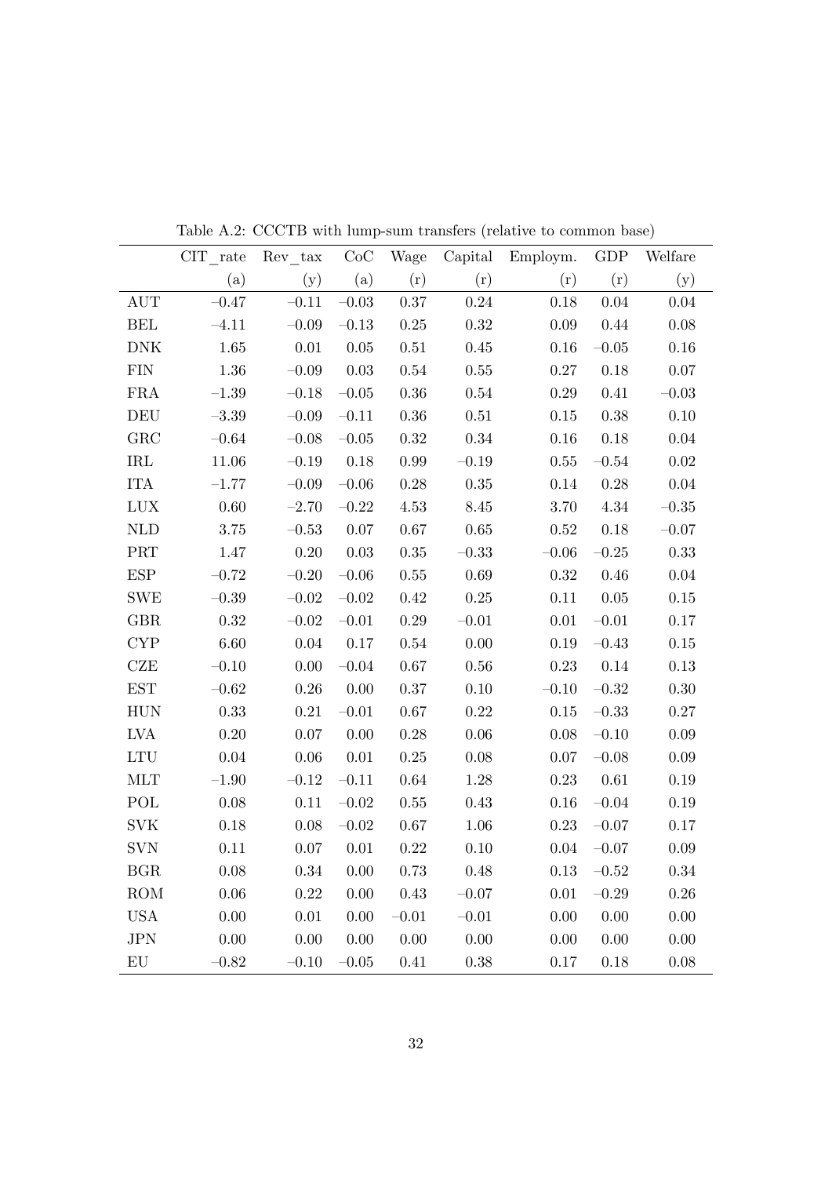Table A.2: CCCTB with lump-sum transfers (relative to common base)

| | CIT_rate | Rev_tax | CoC | Wage | Capital | Employm. | GDP | Welfare |
|---|---|---|---|---|---|---|---|---|
| | (a) | (y) | (a) | (r) | (r) | (r) | (r) | (y) |
| AUT | −0.47 | −0.11 | −0.03 | 0.37 | 0.24 | 0.18 | 0.04 | 0.04 |
| BEL | −4.11 | −0.09 | −0.13 | 0.25 | 0.32 | 0.09 | 0.44 | 0.08 |
| DNK | 1.65 | 0.01 | 0.05 | 0.51 | 0.45 | 0.16 | −0.05 | 0.16 |
| FIN | 1.36 | −0.09 | 0.03 | 0.54 | 0.55 | 0.27 | 0.18 | 0.07 |
| FRA | −1.39 | −0.18 | −0.05 | 0.36 | 0.54 | 0.29 | 0.41 | −0.03 |
| DEU | −3.39 | −0.09 | −0.11 | 0.36 | 0.51 | 0.15 | 0.38 | 0.10 |
| GRC | −0.64 | −0.08 | −0.05 | 0.32 | 0.34 | 0.16 | 0.18 | 0.04 |
| IRL | 11.06 | −0.19 | 0.18 | 0.99 | −0.19 | 0.55 | −0.54 | 0.02 |
| ITA | −1.77 | −0.09 | −0.06 | 0.28 | 0.35 | 0.14 | 0.28 | 0.04 |
| LUX | 0.60 | −2.70 | −0.22 | 4.53 | 8.45 | 3.70 | 4.34 | −0.35 |
| NLD | 3.75 | −0.53 | 0.07 | 0.67 | 0.65 | 0.52 | 0.18 | −0.07 |
| PRT | 1.47 | 0.20 | 0.03 | 0.35 | −0.33 | −0.06 | −0.25 | 0.33 |
| ESP | −0.72 | −0.20 | −0.06 | 0.55 | 0.69 | 0.32 | 0.46 | 0.04 |
| SWE | −0.39 | −0.02 | −0.02 | 0.42 | 0.25 | 0.11 | 0.05 | 0.15 |
| GBR | 0.32 | −0.02 | −0.01 | 0.29 | −0.01 | 0.01 | −0.01 | 0.17 |
| CYP | 6.60 | 0.04 | 0.17 | 0.54 | 0.00 | 0.19 | −0.43 | 0.15 |
| CZE | −0.10 | 0.00 | −0.04 | 0.67 | 0.56 | 0.23 | 0.14 | 0.13 |
| EST | −0.62 | 0.26 | 0.00 | 0.37 | 0.10 | −0.10 | −0.32 | 0.30 |
| HUN | 0.33 | 0.21 | −0.01 | 0.67 | 0.22 | 0.15 | −0.33 | 0.27 |
| LVA | 0.20 | 0.07 | 0.00 | 0.28 | 0.06 | 0.08 | −0.10 | 0.09 |
| LTU | 0.04 | 0.06 | 0.01 | 0.25 | 0.08 | 0.07 | −0.08 | 0.09 |
| MLT | −1.90 | −0.12 | −0.11 | 0.64 | 1.28 | 0.23 | 0.61 | 0.19 |
| POL | 0.08 | 0.11 | −0.02 | 0.55 | 0.43 | 0.16 | −0.04 | 0.19 |
| SVK | 0.18 | 0.08 | −0.02 | 0.67 | 1.06 | 0.23 | −0.07 | 0.17 |
| SVN | 0.11 | 0.07 | 0.01 | 0.22 | 0.10 | 0.04 | −0.07 | 0.09 |
| BGR | 0.08 | 0.34 | 0.00 | 0.73 | 0.48 | 0.13 | −0.52 | 0.34 |
| ROM | 0.06 | 0.22 | 0.00 | 0.43 | −0.07 | 0.01 | −0.29 | 0.26 |
| USA | 0.00 | 0.01 | 0.00 | −0.01 | −0.01 | 0.00 | 0.00 | 0.00 |
| JPN | 0.00 | 0.00 | 0.00 | 0.00 | 0.00 | 0.00 | 0.00 | 0.00 |
| EU | −0.82 | −0.10 | −0.05 | 0.41 | 0.38 | 0.17 | 0.18 | 0.08 |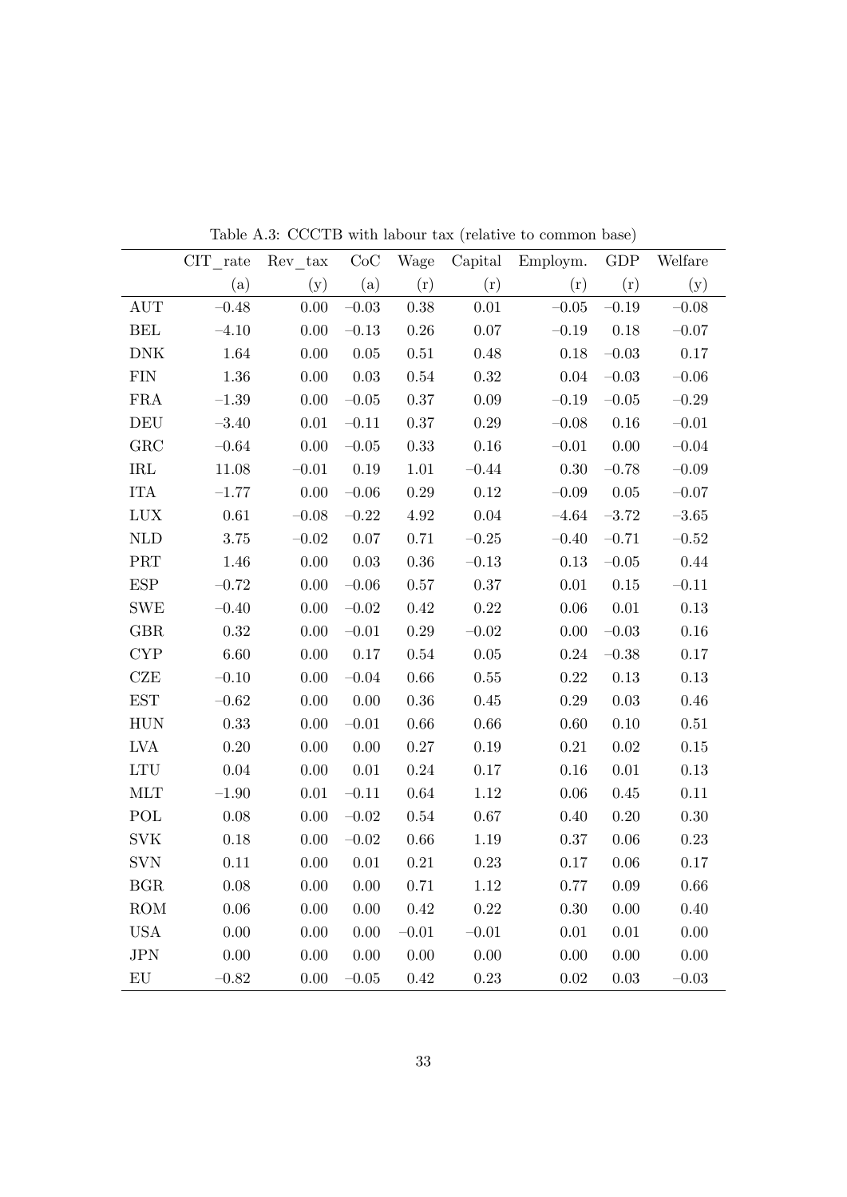Table A.3: CCCTB with labour tax (relative to common base)

| | CIT_rate | Rev_tax | CoC | Wage | Capital | Employm. | GDP | Welfare |
|---|---|---|---|---|---|---|---|---|
| | (a) | (y) | (a) | (r) | (r) | (r) | (r) | (y) |
| AUT | −0.48 | 0.00 | −0.03 | 0.38 | 0.01 | −0.05 | −0.19 | −0.08 |
| BEL | −4.10 | 0.00 | −0.13 | 0.26 | 0.07 | −0.19 | 0.18 | −0.07 |
| DNK | 1.64 | 0.00 | 0.05 | 0.51 | 0.48 | 0.18 | −0.03 | 0.17 |
| FIN | 1.36 | 0.00 | 0.03 | 0.54 | 0.32 | 0.04 | −0.03 | −0.06 |
| FRA | −1.39 | 0.00 | −0.05 | 0.37 | 0.09 | −0.19 | −0.05 | −0.29 |
| DEU | −3.40 | 0.01 | −0.11 | 0.37 | 0.29 | −0.08 | 0.16 | −0.01 |
| GRC | −0.64 | 0.00 | −0.05 | 0.33 | 0.16 | −0.01 | 0.00 | −0.04 |
| IRL | 11.08 | −0.01 | 0.19 | 1.01 | −0.44 | 0.30 | −0.78 | −0.09 |
| ITA | −1.77 | 0.00 | −0.06 | 0.29 | 0.12 | −0.09 | 0.05 | −0.07 |
| LUX | 0.61 | −0.08 | −0.22 | 4.92 | 0.04 | −4.64 | −3.72 | −3.65 |
| NLD | 3.75 | −0.02 | 0.07 | 0.71 | −0.25 | −0.40 | −0.71 | −0.52 |
| PRT | 1.46 | 0.00 | 0.03 | 0.36 | −0.13 | 0.13 | −0.05 | 0.44 |
| ESP | −0.72 | 0.00 | −0.06 | 0.57 | 0.37 | 0.01 | 0.15 | −0.11 |
| SWE | −0.40 | 0.00 | −0.02 | 0.42 | 0.22 | 0.06 | 0.01 | 0.13 |
| GBR | 0.32 | 0.00 | −0.01 | 0.29 | −0.02 | 0.00 | −0.03 | 0.16 |
| CYP | 6.60 | 0.00 | 0.17 | 0.54 | 0.05 | 0.24 | −0.38 | 0.17 |
| CZE | −0.10 | 0.00 | −0.04 | 0.66 | 0.55 | 0.22 | 0.13 | 0.13 |
| EST | −0.62 | 0.00 | 0.00 | 0.36 | 0.45 | 0.29 | 0.03 | 0.46 |
| HUN | 0.33 | 0.00 | −0.01 | 0.66 | 0.66 | 0.60 | 0.10 | 0.51 |
| LVA | 0.20 | 0.00 | 0.00 | 0.27 | 0.19 | 0.21 | 0.02 | 0.15 |
| LTU | 0.04 | 0.00 | 0.01 | 0.24 | 0.17 | 0.16 | 0.01 | 0.13 |
| MLT | −1.90 | 0.01 | −0.11 | 0.64 | 1.12 | 0.06 | 0.45 | 0.11 |
| POL | 0.08 | 0.00 | −0.02 | 0.54 | 0.67 | 0.40 | 0.20 | 0.30 |
| SVK | 0.18 | 0.00 | −0.02 | 0.66 | 1.19 | 0.37 | 0.06 | 0.23 |
| SVN | 0.11 | 0.00 | 0.01 | 0.21 | 0.23 | 0.17 | 0.06 | 0.17 |
| BGR | 0.08 | 0.00 | 0.00 | 0.71 | 1.12 | 0.77 | 0.09 | 0.66 |
| ROM | 0.06 | 0.00 | 0.00 | 0.42 | 0.22 | 0.30 | 0.00 | 0.40 |
| USA | 0.00 | 0.00 | 0.00 | −0.01 | −0.01 | 0.01 | 0.01 | 0.00 |
| JPN | 0.00 | 0.00 | 0.00 | 0.00 | 0.00 | 0.00 | 0.00 | 0.00 |
| EU | −0.82 | 0.00 | −0.05 | 0.42 | 0.23 | 0.02 | 0.03 | −0.03 |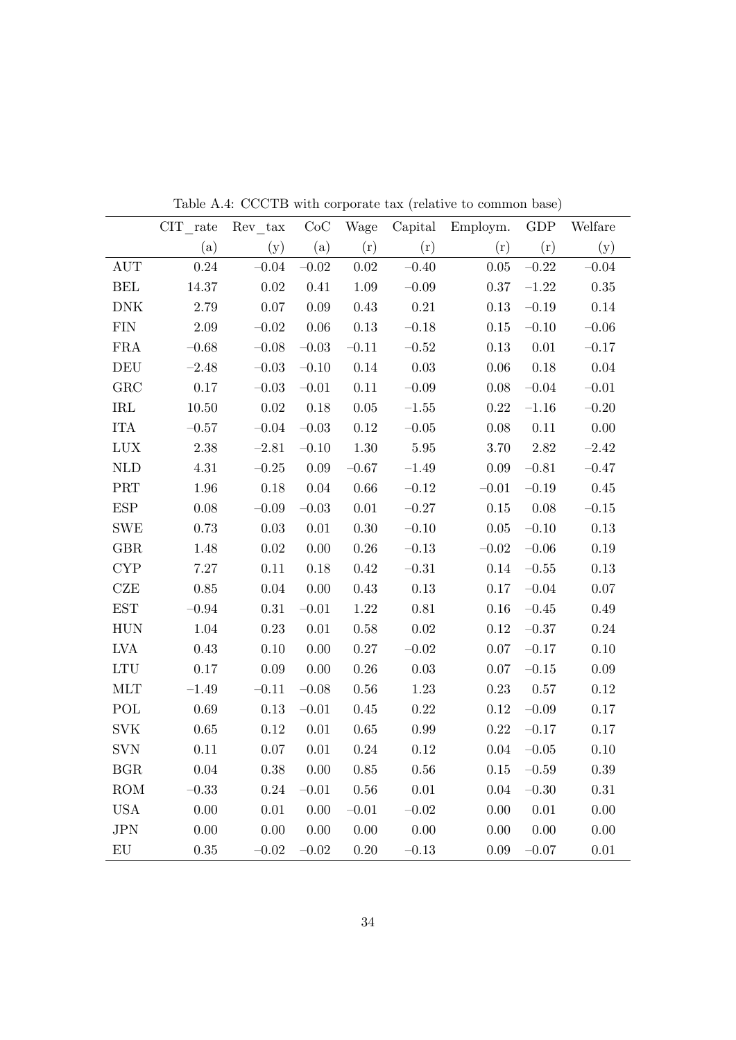Table A.4: CCCTB with corporate tax (relative to common base)

| | CIT_rate | Rev_tax | CoC | Wage | Capital | Employm. | GDP | Welfare |
|---|---|---|---|---|---|---|---|---|
| | (a) | (y) | (a) | (r) | (r) | (r) | (r) | (y) |
| AUT | 0.24 | −0.04 | −0.02 | 0.02 | −0.40 | 0.05 | −0.22 | −0.04 |
| BEL | 14.37 | 0.02 | 0.41 | 1.09 | −0.09 | 0.37 | −1.22 | 0.35 |
| DNK | 2.79 | 0.07 | 0.09 | 0.43 | 0.21 | 0.13 | −0.19 | 0.14 |
| FIN | 2.09 | −0.02 | 0.06 | 0.13 | −0.18 | 0.15 | −0.10 | −0.06 |
| FRA | −0.68 | −0.08 | −0.03 | −0.11 | −0.52 | 0.13 | 0.01 | −0.17 |
| DEU | −2.48 | −0.03 | −0.10 | 0.14 | 0.03 | 0.06 | 0.18 | 0.04 |
| GRC | 0.17 | −0.03 | −0.01 | 0.11 | −0.09 | 0.08 | −0.04 | −0.01 |
| IRL | 10.50 | 0.02 | 0.18 | 0.05 | −1.55 | 0.22 | −1.16 | −0.20 |
| ITA | −0.57 | −0.04 | −0.03 | 0.12 | −0.05 | 0.08 | 0.11 | 0.00 |
| LUX | 2.38 | −2.81 | −0.10 | 1.30 | 5.95 | 3.70 | 2.82 | −2.42 |
| NLD | 4.31 | −0.25 | 0.09 | −0.67 | −1.49 | 0.09 | −0.81 | −0.47 |
| PRT | 1.96 | 0.18 | 0.04 | 0.66 | −0.12 | −0.01 | −0.19 | 0.45 |
| ESP | 0.08 | −0.09 | −0.03 | 0.01 | −0.27 | 0.15 | 0.08 | −0.15 |
| SWE | 0.73 | 0.03 | 0.01 | 0.30 | −0.10 | 0.05 | −0.10 | 0.13 |
| GBR | 1.48 | 0.02 | 0.00 | 0.26 | −0.13 | −0.02 | −0.06 | 0.19 |
| CYP | 7.27 | 0.11 | 0.18 | 0.42 | −0.31 | 0.14 | −0.55 | 0.13 |
| CZE | 0.85 | 0.04 | 0.00 | 0.43 | 0.13 | 0.17 | −0.04 | 0.07 |
| EST | −0.94 | 0.31 | −0.01 | 1.22 | 0.81 | 0.16 | −0.45 | 0.49 |
| HUN | 1.04 | 0.23 | 0.01 | 0.58 | 0.02 | 0.12 | −0.37 | 0.24 |
| LVA | 0.43 | 0.10 | 0.00 | 0.27 | −0.02 | 0.07 | −0.17 | 0.10 |
| LTU | 0.17 | 0.09 | 0.00 | 0.26 | 0.03 | 0.07 | −0.15 | 0.09 |
| MLT | −1.49 | −0.11 | −0.08 | 0.56 | 1.23 | 0.23 | 0.57 | 0.12 |
| POL | 0.69 | 0.13 | −0.01 | 0.45 | 0.22 | 0.12 | −0.09 | 0.17 |
| SVK | 0.65 | 0.12 | 0.01 | 0.65 | 0.99 | 0.22 | −0.17 | 0.17 |
| SVN | 0.11 | 0.07 | 0.01 | 0.24 | 0.12 | 0.04 | −0.05 | 0.10 |
| BGR | 0.04 | 0.38 | 0.00 | 0.85 | 0.56 | 0.15 | −0.59 | 0.39 |
| ROM | −0.33 | 0.24 | −0.01 | 0.56 | 0.01 | 0.04 | −0.30 | 0.31 |
| USA | 0.00 | 0.01 | 0.00 | −0.01 | −0.02 | 0.00 | 0.01 | 0.00 |
| JPN | 0.00 | 0.00 | 0.00 | 0.00 | 0.00 | 0.00 | 0.00 | 0.00 |
| EU | 0.35 | −0.02 | −0.02 | 0.20 | −0.13 | 0.09 | −0.07 | 0.01 |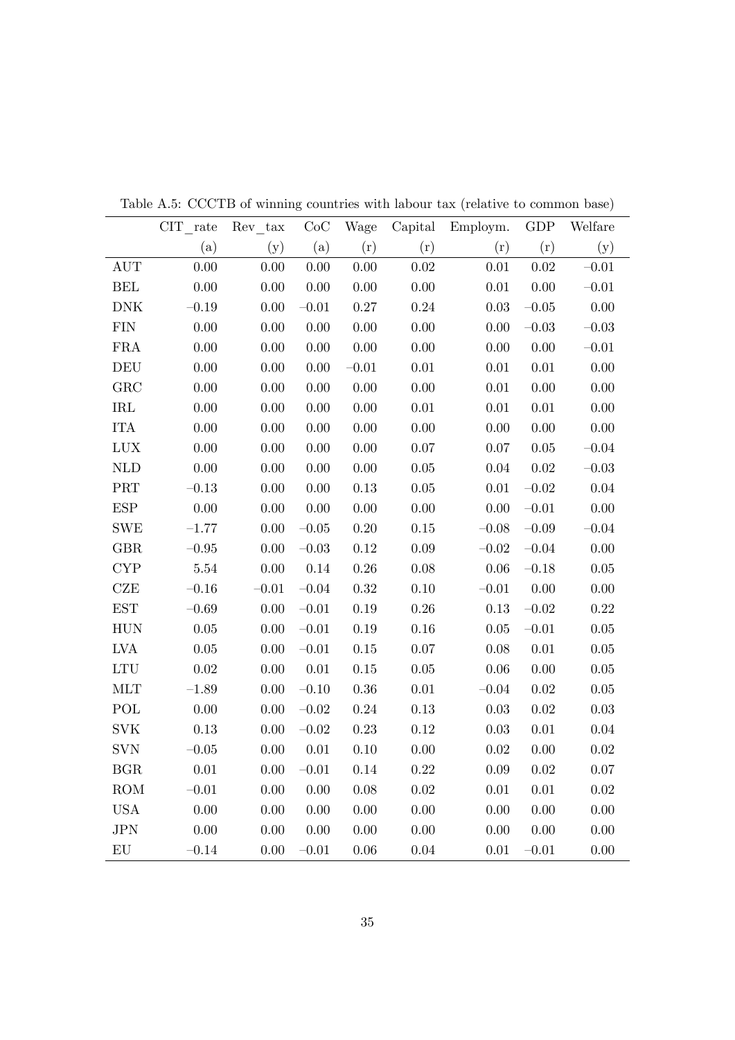Table A.5: CCCTB of winning countries with labour tax (relative to common base)

| | CIT_rate | Rev_tax | CoC | Wage | Capital | Employm. | GDP | Welfare |
|---|---|---|---|---|---|---|---|---|
| | (a) | (y) | (a) | (r) | (r) | (r) | (r) | (y) |
| AUT | 0.00 | 0.00 | 0.00 | 0.00 | 0.02 | 0.01 | 0.02 | −0.01 |
| BEL | 0.00 | 0.00 | 0.00 | 0.00 | 0.00 | 0.01 | 0.00 | −0.01 |
| DNK | −0.19 | 0.00 | −0.01 | 0.27 | 0.24 | 0.03 | −0.05 | 0.00 |
| FIN | 0.00 | 0.00 | 0.00 | 0.00 | 0.00 | 0.00 | −0.03 | −0.03 |
| FRA | 0.00 | 0.00 | 0.00 | 0.00 | 0.00 | 0.00 | 0.00 | −0.01 |
| DEU | 0.00 | 0.00 | 0.00 | −0.01 | 0.01 | 0.01 | 0.01 | 0.00 |
| GRC | 0.00 | 0.00 | 0.00 | 0.00 | 0.00 | 0.01 | 0.00 | 0.00 |
| IRL | 0.00 | 0.00 | 0.00 | 0.00 | 0.01 | 0.01 | 0.01 | 0.00 |
| ITA | 0.00 | 0.00 | 0.00 | 0.00 | 0.00 | 0.00 | 0.00 | 0.00 |
| LUX | 0.00 | 0.00 | 0.00 | 0.00 | 0.07 | 0.07 | 0.05 | −0.04 |
| NLD | 0.00 | 0.00 | 0.00 | 0.00 | 0.05 | 0.04 | 0.02 | −0.03 |
| PRT | −0.13 | 0.00 | 0.00 | 0.13 | 0.05 | 0.01 | −0.02 | 0.04 |
| ESP | 0.00 | 0.00 | 0.00 | 0.00 | 0.00 | 0.00 | −0.01 | 0.00 |
| SWE | −1.77 | 0.00 | −0.05 | 0.20 | 0.15 | −0.08 | −0.09 | −0.04 |
| GBR | −0.95 | 0.00 | −0.03 | 0.12 | 0.09 | −0.02 | −0.04 | 0.00 |
| CYP | 5.54 | 0.00 | 0.14 | 0.26 | 0.08 | 0.06 | −0.18 | 0.05 |
| CZE | −0.16 | −0.01 | −0.04 | 0.32 | 0.10 | −0.01 | 0.00 | 0.00 |
| EST | −0.69 | 0.00 | −0.01 | 0.19 | 0.26 | 0.13 | −0.02 | 0.22 |
| HUN | 0.05 | 0.00 | −0.01 | 0.19 | 0.16 | 0.05 | −0.01 | 0.05 |
| LVA | 0.05 | 0.00 | −0.01 | 0.15 | 0.07 | 0.08 | 0.01 | 0.05 |
| LTU | 0.02 | 0.00 | 0.01 | 0.15 | 0.05 | 0.06 | 0.00 | 0.05 |
| MLT | −1.89 | 0.00 | −0.10 | 0.36 | 0.01 | −0.04 | 0.02 | 0.05 |
| POL | 0.00 | 0.00 | −0.02 | 0.24 | 0.13 | 0.03 | 0.02 | 0.03 |
| SVK | 0.13 | 0.00 | −0.02 | 0.23 | 0.12 | 0.03 | 0.01 | 0.04 |
| SVN | −0.05 | 0.00 | 0.01 | 0.10 | 0.00 | 0.02 | 0.00 | 0.02 |
| BGR | 0.01 | 0.00 | −0.01 | 0.14 | 0.22 | 0.09 | 0.02 | 0.07 |
| ROM | −0.01 | 0.00 | 0.00 | 0.08 | 0.02 | 0.01 | 0.01 | 0.02 |
| USA | 0.00 | 0.00 | 0.00 | 0.00 | 0.00 | 0.00 | 0.00 | 0.00 |
| JPN | 0.00 | 0.00 | 0.00 | 0.00 | 0.00 | 0.00 | 0.00 | 0.00 |
| EU | −0.14 | 0.00 | −0.01 | 0.06 | 0.04 | 0.01 | −0.01 | 0.00 |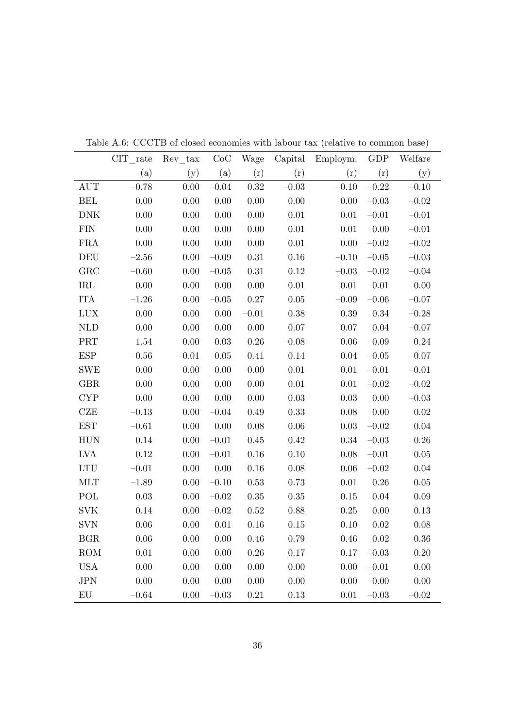Table A.6: CCCTB of closed economies with labour tax (relative to common base)

| | CIT_rate | Rev_tax | CoC | Wage | Capital | Employm. | GDP | Welfare |
|---|---|---|---|---|---|---|---|---|
| | (a) | (y) | (a) | (r) | (r) | (r) | (r) | (y) |
| AUT | −0.78 | 0.00 | −0.04 | 0.32 | −0.03 | −0.10 | −0.22 | −0.10 |
| BEL | 0.00 | 0.00 | 0.00 | 0.00 | 0.00 | 0.00 | −0.03 | −0.02 |
| DNK | 0.00 | 0.00 | 0.00 | 0.00 | 0.01 | 0.01 | −0.01 | −0.01 |
| FIN | 0.00 | 0.00 | 0.00 | 0.00 | 0.01 | 0.01 | 0.00 | −0.01 |
| FRA | 0.00 | 0.00 | 0.00 | 0.00 | 0.01 | 0.00 | −0.02 | −0.02 |
| DEU | −2.56 | 0.00 | −0.09 | 0.31 | 0.16 | −0.10 | −0.05 | −0.03 |
| GRC | −0.60 | 0.00 | −0.05 | 0.31 | 0.12 | −0.03 | −0.02 | −0.04 |
| IRL | 0.00 | 0.00 | 0.00 | 0.00 | 0.01 | 0.01 | 0.01 | 0.00 |
| ITA | −1.26 | 0.00 | −0.05 | 0.27 | 0.05 | −0.09 | −0.06 | −0.07 |
| LUX | 0.00 | 0.00 | 0.00 | −0.01 | 0.38 | 0.39 | 0.34 | −0.28 |
| NLD | 0.00 | 0.00 | 0.00 | 0.00 | 0.07 | 0.07 | 0.04 | −0.07 |
| PRT | 1.54 | 0.00 | 0.03 | 0.26 | −0.08 | 0.06 | −0.09 | 0.24 |
| ESP | −0.56 | −0.01 | −0.05 | 0.41 | 0.14 | −0.04 | −0.05 | −0.07 |
| SWE | 0.00 | 0.00 | 0.00 | 0.00 | 0.01 | 0.01 | −0.01 | −0.01 |
| GBR | 0.00 | 0.00 | 0.00 | 0.00 | 0.01 | 0.01 | −0.02 | −0.02 |
| CYP | 0.00 | 0.00 | 0.00 | 0.00 | 0.03 | 0.03 | 0.00 | −0.03 |
| CZE | −0.13 | 0.00 | −0.04 | 0.49 | 0.33 | 0.08 | 0.00 | 0.02 |
| EST | −0.61 | 0.00 | 0.00 | 0.08 | 0.06 | 0.03 | −0.02 | 0.04 |
| HUN | 0.14 | 0.00 | −0.01 | 0.45 | 0.42 | 0.34 | −0.03 | 0.26 |
| LVA | 0.12 | 0.00 | −0.01 | 0.16 | 0.10 | 0.08 | −0.01 | 0.05 |
| LTU | −0.01 | 0.00 | 0.00 | 0.16 | 0.08 | 0.06 | −0.02 | 0.04 |
| MLT | −1.89 | 0.00 | −0.10 | 0.53 | 0.73 | 0.01 | 0.26 | 0.05 |
| POL | 0.03 | 0.00 | −0.02 | 0.35 | 0.35 | 0.15 | 0.04 | 0.09 |
| SVK | 0.14 | 0.00 | −0.02 | 0.52 | 0.88 | 0.25 | 0.00 | 0.13 |
| SVN | 0.06 | 0.00 | 0.01 | 0.16 | 0.15 | 0.10 | 0.02 | 0.08 |
| BGR | 0.06 | 0.00 | 0.00 | 0.46 | 0.79 | 0.46 | 0.02 | 0.36 |
| ROM | 0.01 | 0.00 | 0.00 | 0.26 | 0.17 | 0.17 | −0.03 | 0.20 |
| USA | 0.00 | 0.00 | 0.00 | 0.00 | 0.00 | 0.00 | −0.01 | 0.00 |
| JPN | 0.00 | 0.00 | 0.00 | 0.00 | 0.00 | 0.00 | 0.00 | 0.00 |
| EU | −0.64 | 0.00 | −0.03 | 0.21 | 0.13 | 0.01 | −0.03 | −0.02 |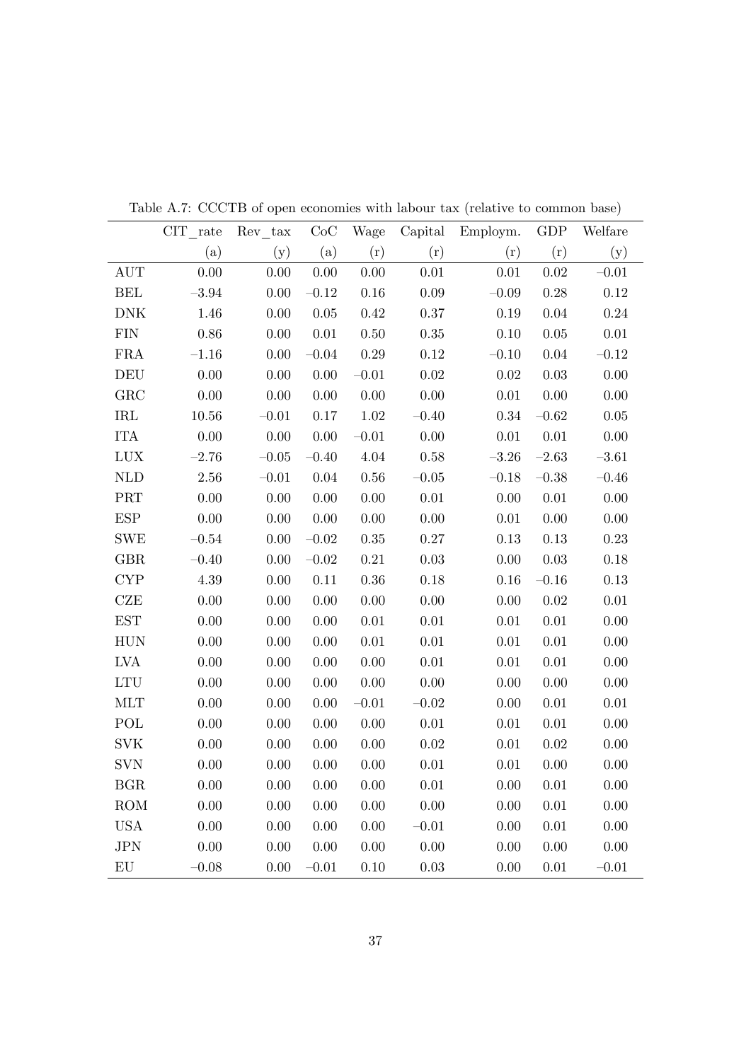Table A.7: CCCTB of open economies with labour tax (relative to common base)

| | CIT_rate | Rev_tax | CoC | Wage | Capital | Employm. | GDP | Welfare |
|---|---|---|---|---|---|---|---|---|
| | (a) | (y) | (a) | (r) | (r) | (r) | (r) | (y) |
| AUT | 0.00 | 0.00 | 0.00 | 0.00 | 0.01 | 0.01 | 0.02 | −0.01 |
| BEL | −3.94 | 0.00 | −0.12 | 0.16 | 0.09 | −0.09 | 0.28 | 0.12 |
| DNK | 1.46 | 0.00 | 0.05 | 0.42 | 0.37 | 0.19 | 0.04 | 0.24 |
| FIN | 0.86 | 0.00 | 0.01 | 0.50 | 0.35 | 0.10 | 0.05 | 0.01 |
| FRA | −1.16 | 0.00 | −0.04 | 0.29 | 0.12 | −0.10 | 0.04 | −0.12 |
| DEU | 0.00 | 0.00 | 0.00 | −0.01 | 0.02 | 0.02 | 0.03 | 0.00 |
| GRC | 0.00 | 0.00 | 0.00 | 0.00 | 0.00 | 0.01 | 0.00 | 0.00 |
| IRL | 10.56 | −0.01 | 0.17 | 1.02 | −0.40 | 0.34 | −0.62 | 0.05 |
| ITA | 0.00 | 0.00 | 0.00 | −0.01 | 0.00 | 0.01 | 0.01 | 0.00 |
| LUX | −2.76 | −0.05 | −0.40 | 4.04 | 0.58 | −3.26 | −2.63 | −3.61 |
| NLD | 2.56 | −0.01 | 0.04 | 0.56 | −0.05 | −0.18 | −0.38 | −0.46 |
| PRT | 0.00 | 0.00 | 0.00 | 0.00 | 0.01 | 0.00 | 0.01 | 0.00 |
| ESP | 0.00 | 0.00 | 0.00 | 0.00 | 0.00 | 0.01 | 0.00 | 0.00 |
| SWE | −0.54 | 0.00 | −0.02 | 0.35 | 0.27 | 0.13 | 0.13 | 0.23 |
| GBR | −0.40 | 0.00 | −0.02 | 0.21 | 0.03 | 0.00 | 0.03 | 0.18 |
| CYP | 4.39 | 0.00 | 0.11 | 0.36 | 0.18 | 0.16 | −0.16 | 0.13 |
| CZE | 0.00 | 0.00 | 0.00 | 0.00 | 0.00 | 0.00 | 0.02 | 0.01 |
| EST | 0.00 | 0.00 | 0.00 | 0.01 | 0.01 | 0.01 | 0.01 | 0.00 |
| HUN | 0.00 | 0.00 | 0.00 | 0.01 | 0.01 | 0.01 | 0.01 | 0.00 |
| LVA | 0.00 | 0.00 | 0.00 | 0.00 | 0.01 | 0.01 | 0.01 | 0.00 |
| LTU | 0.00 | 0.00 | 0.00 | 0.00 | 0.00 | 0.00 | 0.00 | 0.00 |
| MLT | 0.00 | 0.00 | 0.00 | −0.01 | −0.02 | 0.00 | 0.01 | 0.01 |
| POL | 0.00 | 0.00 | 0.00 | 0.00 | 0.01 | 0.01 | 0.01 | 0.00 |
| SVK | 0.00 | 0.00 | 0.00 | 0.00 | 0.02 | 0.01 | 0.02 | 0.00 |
| SVN | 0.00 | 0.00 | 0.00 | 0.00 | 0.01 | 0.01 | 0.00 | 0.00 |
| BGR | 0.00 | 0.00 | 0.00 | 0.00 | 0.01 | 0.00 | 0.01 | 0.00 |
| ROM | 0.00 | 0.00 | 0.00 | 0.00 | 0.00 | 0.00 | 0.01 | 0.00 |
| USA | 0.00 | 0.00 | 0.00 | 0.00 | −0.01 | 0.00 | 0.01 | 0.00 |
| JPN | 0.00 | 0.00 | 0.00 | 0.00 | 0.00 | 0.00 | 0.00 | 0.00 |
| EU | −0.08 | 0.00 | −0.01 | 0.10 | 0.03 | 0.00 | 0.01 | −0.01 |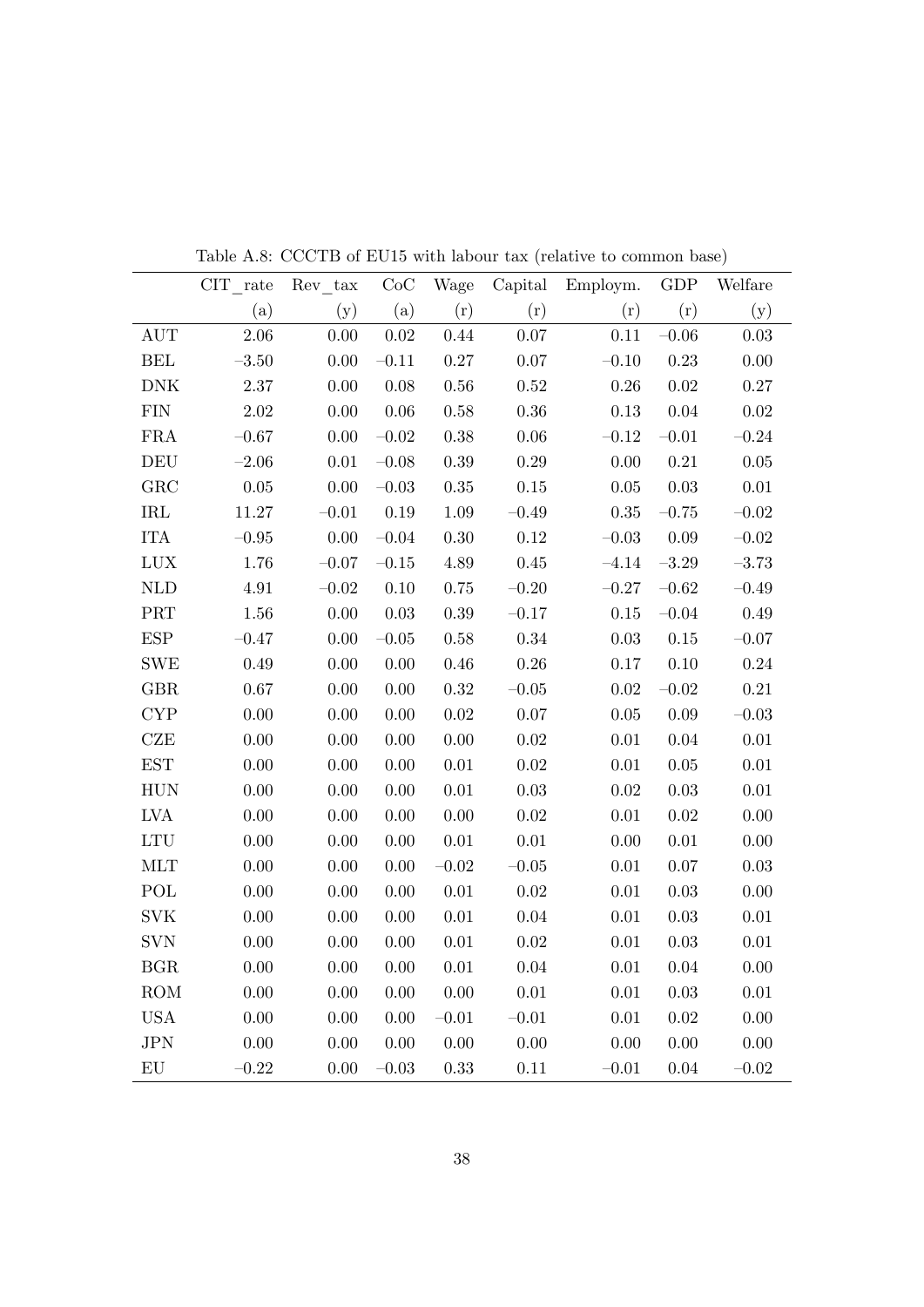Table A.8: CCCTB of EU15 with labour tax (relative to common base)

| | CIT_rate | Rev_tax | CoC | Wage | Capital | Employm. | GDP | Welfare |
|---|---|---|---|---|---|---|---|---|
| | (a) | (y) | (a) | (r) | (r) | (r) | (r) | (y) |
| AUT | 2.06 | 0.00 | 0.02 | 0.44 | 0.07 | 0.11 | −0.06 | 0.03 |
| BEL | −3.50 | 0.00 | −0.11 | 0.27 | 0.07 | −0.10 | 0.23 | 0.00 |
| DNK | 2.37 | 0.00 | 0.08 | 0.56 | 0.52 | 0.26 | 0.02 | 0.27 |
| FIN | 2.02 | 0.00 | 0.06 | 0.58 | 0.36 | 0.13 | 0.04 | 0.02 |
| FRA | −0.67 | 0.00 | −0.02 | 0.38 | 0.06 | −0.12 | −0.01 | −0.24 |
| DEU | −2.06 | 0.01 | −0.08 | 0.39 | 0.29 | 0.00 | 0.21 | 0.05 |
| GRC | 0.05 | 0.00 | −0.03 | 0.35 | 0.15 | 0.05 | 0.03 | 0.01 |
| IRL | 11.27 | −0.01 | 0.19 | 1.09 | −0.49 | 0.35 | −0.75 | −0.02 |
| ITA | −0.95 | 0.00 | −0.04 | 0.30 | 0.12 | −0.03 | 0.09 | −0.02 |
| LUX | 1.76 | −0.07 | −0.15 | 4.89 | 0.45 | −4.14 | −3.29 | −3.73 |
| NLD | 4.91 | −0.02 | 0.10 | 0.75 | −0.20 | −0.27 | −0.62 | −0.49 |
| PRT | 1.56 | 0.00 | 0.03 | 0.39 | −0.17 | 0.15 | −0.04 | 0.49 |
| ESP | −0.47 | 0.00 | −0.05 | 0.58 | 0.34 | 0.03 | 0.15 | −0.07 |
| SWE | 0.49 | 0.00 | 0.00 | 0.46 | 0.26 | 0.17 | 0.10 | 0.24 |
| GBR | 0.67 | 0.00 | 0.00 | 0.32 | −0.05 | 0.02 | −0.02 | 0.21 |
| CYP | 0.00 | 0.00 | 0.00 | 0.02 | 0.07 | 0.05 | 0.09 | −0.03 |
| CZE | 0.00 | 0.00 | 0.00 | 0.00 | 0.02 | 0.01 | 0.04 | 0.01 |
| EST | 0.00 | 0.00 | 0.00 | 0.01 | 0.02 | 0.01 | 0.05 | 0.01 |
| HUN | 0.00 | 0.00 | 0.00 | 0.01 | 0.03 | 0.02 | 0.03 | 0.01 |
| LVA | 0.00 | 0.00 | 0.00 | 0.00 | 0.02 | 0.01 | 0.02 | 0.00 |
| LTU | 0.00 | 0.00 | 0.00 | 0.01 | 0.01 | 0.00 | 0.01 | 0.00 |
| MLT | 0.00 | 0.00 | 0.00 | −0.02 | −0.05 | 0.01 | 0.07 | 0.03 |
| POL | 0.00 | 0.00 | 0.00 | 0.01 | 0.02 | 0.01 | 0.03 | 0.00 |
| SVK | 0.00 | 0.00 | 0.00 | 0.01 | 0.04 | 0.01 | 0.03 | 0.01 |
| SVN | 0.00 | 0.00 | 0.00 | 0.01 | 0.02 | 0.01 | 0.03 | 0.01 |
| BGR | 0.00 | 0.00 | 0.00 | 0.01 | 0.04 | 0.01 | 0.04 | 0.00 |
| ROM | 0.00 | 0.00 | 0.00 | 0.00 | 0.01 | 0.01 | 0.03 | 0.01 |
| USA | 0.00 | 0.00 | 0.00 | −0.01 | −0.01 | 0.01 | 0.02 | 0.00 |
| JPN | 0.00 | 0.00 | 0.00 | 0.00 | 0.00 | 0.00 | 0.00 | 0.00 |
| EU | −0.22 | 0.00 | −0.03 | 0.33 | 0.11 | −0.01 | 0.04 | −0.02 |